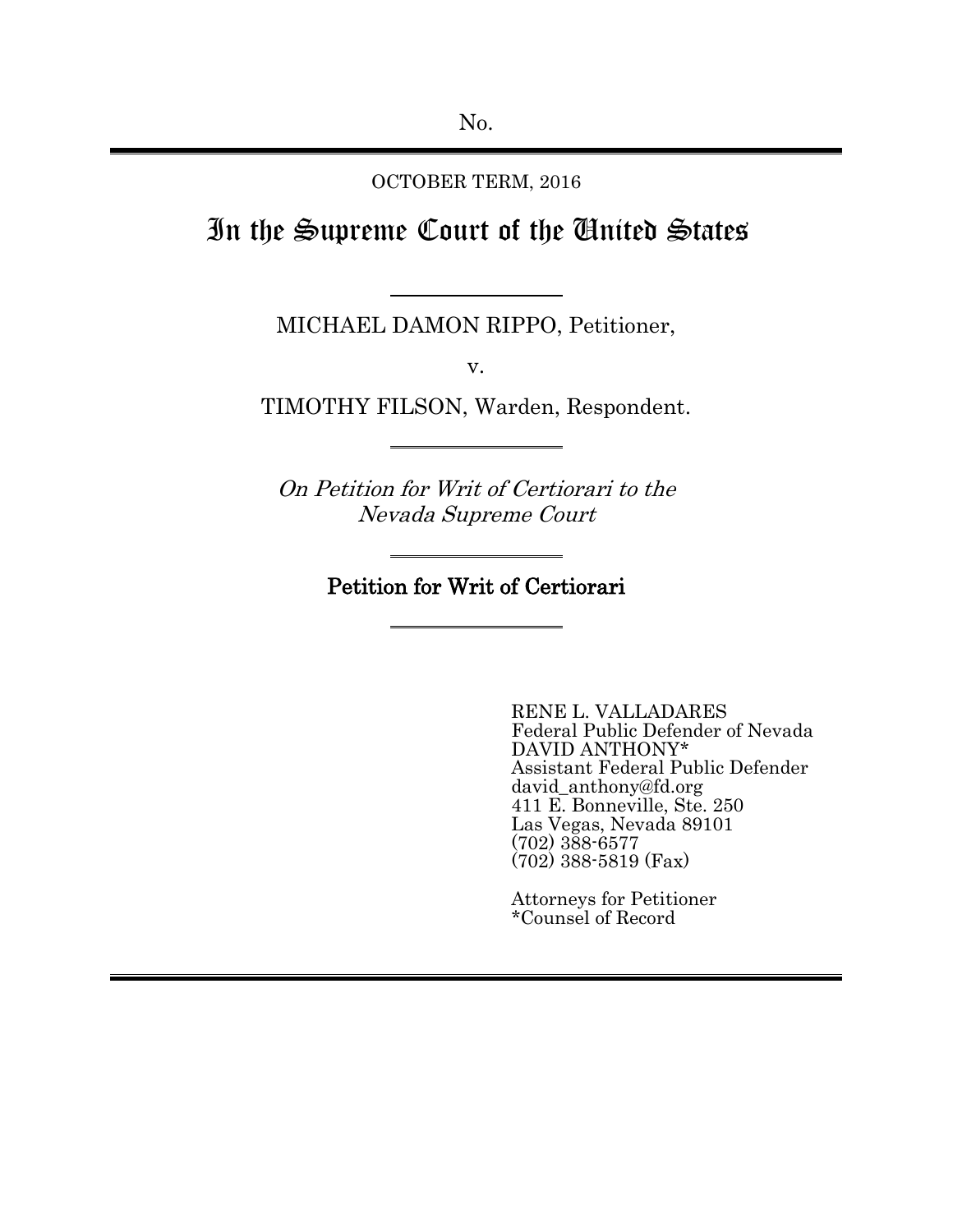No.

OCTOBER TERM, 2016

# In the Supreme Court of the United States

MICHAEL DAMON RIPPO, Petitioner,

v.

TIMOTHY FILSON, Warden, Respondent.

*On Petition for Writ of Certiorari to the Nevada Supreme Court*

## Petition for Writ of Certiorari

RENE L. VALLADARES
Federal Public Defender of Nevada
DAVID ANTHONY*
Assistant Federal Public Defender
david_anthony@fd.org
411 E. Bonneville, Ste. 250
Las Vegas, Nevada 89101
(702) 388-6577
(702) 388-5819 (Fax)

Attorneys for Petitioner
*Counsel of Record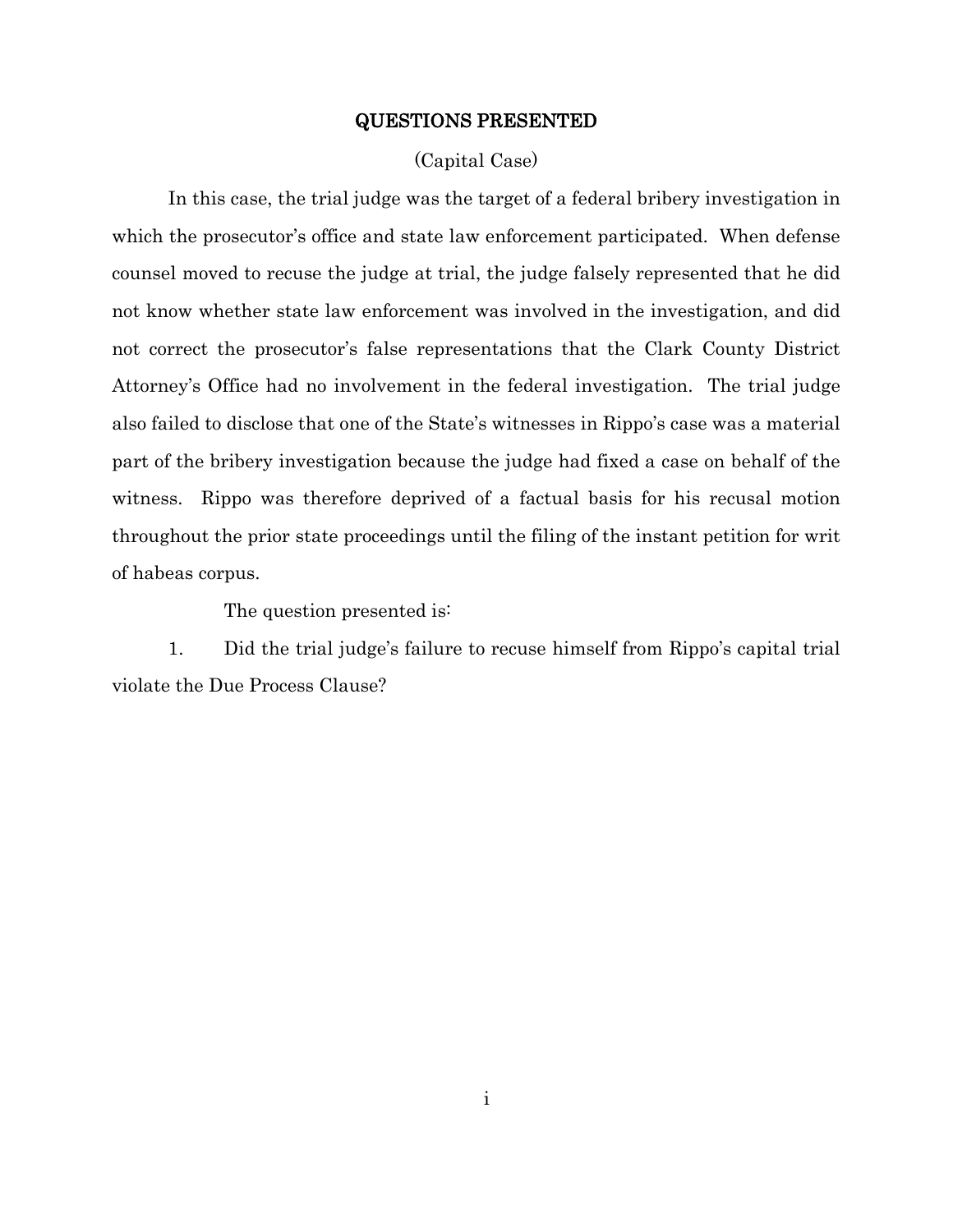## QUESTIONS PRESENTED

(Capital Case)

In this case, the trial judge was the target of a federal bribery investigation in which the prosecutor's office and state law enforcement participated. When defense counsel moved to recuse the judge at trial, the judge falsely represented that he did not know whether state law enforcement was involved in the investigation, and did not correct the prosecutor's false representations that the Clark County District Attorney's Office had no involvement in the federal investigation. The trial judge also failed to disclose that one of the State's witnesses in Rippo's case was a material part of the bribery investigation because the judge had fixed a case on behalf of the witness. Rippo was therefore deprived of a factual basis for his recusal motion throughout the prior state proceedings until the filing of the instant petition for writ of habeas corpus.

The question presented is:

1. Did the trial judge's failure to recuse himself from Rippo's capital trial violate the Due Process Clause?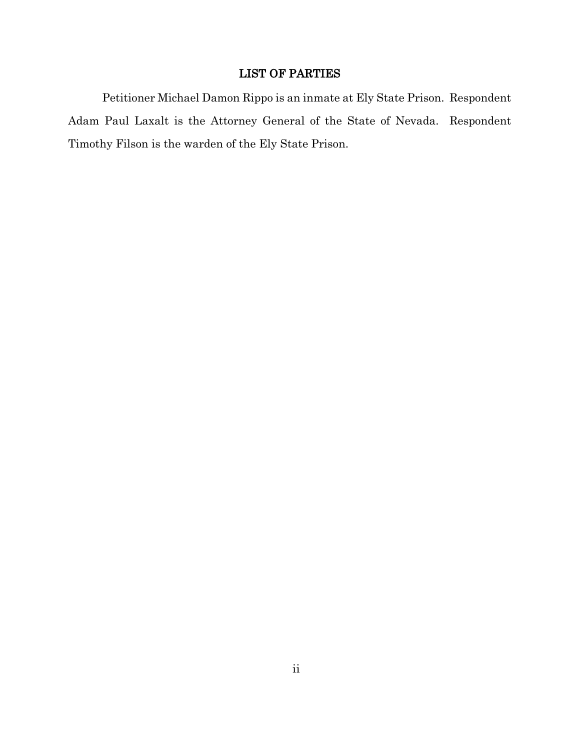## LIST OF PARTIES

Petitioner Michael Damon Rippo is an inmate at Ely State Prison. Respondent Adam Paul Laxalt is the Attorney General of the State of Nevada. Respondent Timothy Filson is the warden of the Ely State Prison.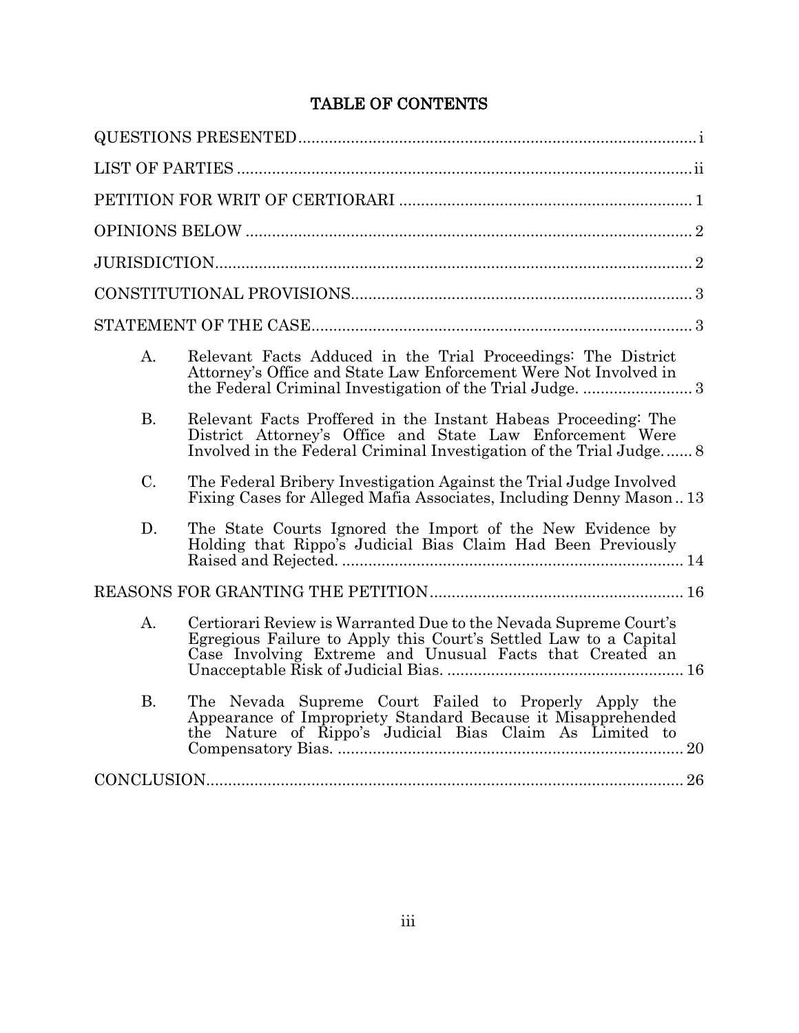# TABLE OF CONTENTS

QUESTIONS PRESENTED ........................................................................................ i

LIST OF PARTIES ........................................................................................ ii

PETITION FOR WRIT OF CERTIORARI ........................................................................................ 1

OPINIONS BELOW ........................................................................................ 2

JURISDICTION ........................................................................................ 2

CONSTITUTIONAL PROVISIONS ........................................................................................ 3

STATEMENT OF THE CASE ........................................................................................ 3

- A. Relevant Facts Adduced in the Trial Proceedings: The District Attorney's Office and State Law Enforcement Were Not Involved in the Federal Criminal Investigation of the Trial Judge. ........................ 3
- B. Relevant Facts Proffered in the Instant Habeas Proceeding: The District Attorney's Office and State Law Enforcement Were Involved in the Federal Criminal Investigation of the Trial Judge. ...... 8
- C. The Federal Bribery Investigation Against the Trial Judge Involved Fixing Cases for Alleged Mafia Associates, Including Denny Mason .. 13
- D. The State Courts Ignored the Import of the New Evidence by Holding that Rippo's Judicial Bias Claim Had Been Previously Raised and Rejected. ........................ 14

REASONS FOR GRANTING THE PETITION ........................................................................................ 16

- A. Certiorari Review is Warranted Due to the Nevada Supreme Court's Egregious Failure to Apply this Court's Settled Law to a Capital Case Involving Extreme and Unusual Facts that Created an Unacceptable Risk of Judicial Bias. ........................ 16
- B. The Nevada Supreme Court Failed to Properly Apply the Appearance of Impropriety Standard Because it Misapprehended the Nature of Rippo's Judicial Bias Claim As Limited to Compensatory Bias. ........................ 20

CONCLUSION ........................................................................................ 26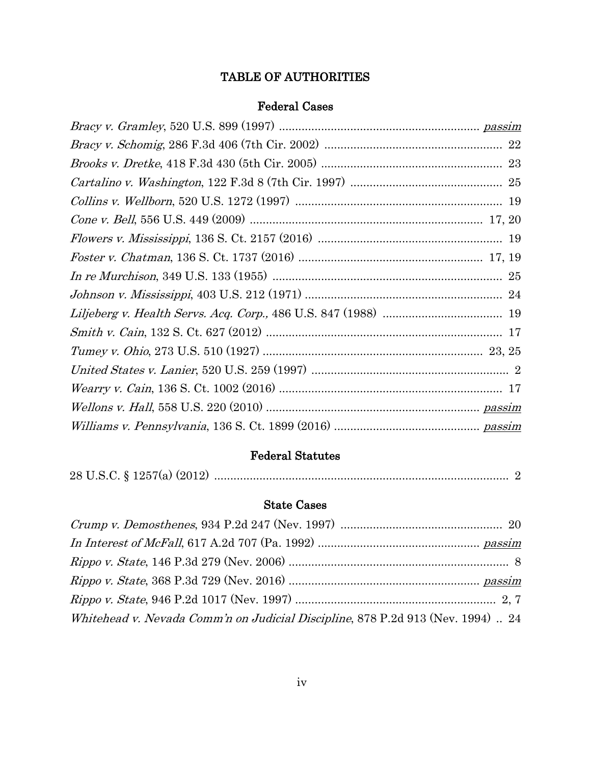## TABLE OF AUTHORITIES

### Federal Cases

*Bracy v. Gramley*, 520 U.S. 899 (1997) .............................................................. passim

*Bracy v. Schomig*, 286 F.3d 406 (7th Cir. 2002) ....................................................... 22

*Brooks v. Dretke*, 418 F.3d 430 (5th Cir. 2005) ....................................................... 23

*Cartalino v. Washington*, 122 F.3d 8 (7th Cir. 1997) .............................................. 25

*Collins v. Wellborn*, 520 U.S. 1272 (1997) ................................................................ 19

*Cone v. Bell*, 556 U.S. 449 (2009) ........................................................................ 17, 20

*Flowers v. Mississippi*, 136 S. Ct. 2157 (2016) ......................................................... 19

*Foster v. Chatman*, 136 S. Ct. 1737 (2016) ......................................................... 17, 19

*In re Murchison*, 349 U.S. 133 (1955) ....................................................................... 25

*Johnson v. Mississippi*, 403 U.S. 212 (1971) ............................................................. 24

*Liljeberg v. Health Servs. Acq. Corp.,* 486 U.S. 847 (1988) ..................................... 19

*Smith v. Cain*, 132 S. Ct. 627 (2012) ......................................................................... 17

*Tumey v. Ohio*, 273 U.S. 510 (1927) .................................................................... 23, 25

*United States v. Lanier*, 520 U.S. 259 (1997) ............................................................. 2

*Wearry v. Cain*, 136 S. Ct. 1002 (2016) ..................................................................... 17

*Wellons v. Hall*, 558 U.S. 220 (2010) ................................................................. passim

*Williams v. Pennsylvania*, 136 S. Ct. 1899 (2016) ............................................. passim

### Federal Statutes

28 U.S.C. § 1257(a) (2012) ........................................................................................... 2

### State Cases

*Crump v. Demosthenes*, 934 P.2d 247 (Nev. 1997) .................................................. 20

*In Interest of McFall*, 617 A.2d 707 (Pa. 1992) .................................................. passim

*Rippo v. State*, 146 P.3d 279 (Nev. 2006) .................................................................... 8

*Rippo v. State*, 368 P.3d 729 (Nev. 2016) ........................................................... passim

*Rippo v. State*, 946 P.2d 1017 (Nev. 1997) ............................................................... 2, 7

*Whitehead v. Nevada Comm'n on Judicial Discipline*, 878 P.2d 913 (Nev. 1994) .. 24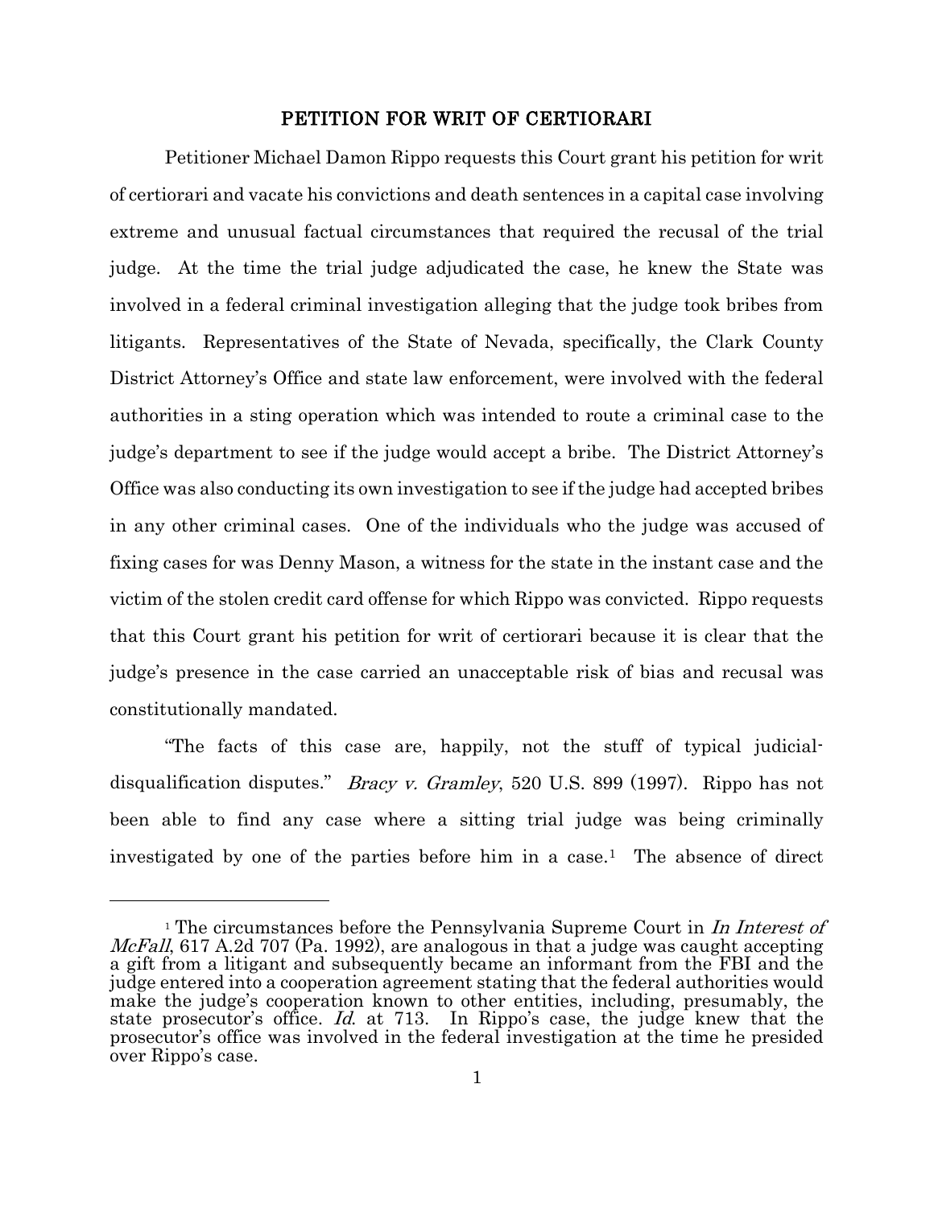# PETITION FOR WRIT OF CERTIORARI

Petitioner Michael Damon Rippo requests this Court grant his petition for writ of certiorari and vacate his convictions and death sentences in a capital case involving extreme and unusual factual circumstances that required the recusal of the trial judge. At the time the trial judge adjudicated the case, he knew the State was involved in a federal criminal investigation alleging that the judge took bribes from litigants. Representatives of the State of Nevada, specifically, the Clark County District Attorney's Office and state law enforcement, were involved with the federal authorities in a sting operation which was intended to route a criminal case to the judge's department to see if the judge would accept a bribe. The District Attorney's Office was also conducting its own investigation to see if the judge had accepted bribes in any other criminal cases. One of the individuals who the judge was accused of fixing cases for was Denny Mason, a witness for the state in the instant case and the victim of the stolen credit card offense for which Rippo was convicted. Rippo requests that this Court grant his petition for writ of certiorari because it is clear that the judge's presence in the case carried an unacceptable risk of bias and recusal was constitutionally mandated.

"The facts of this case are, happily, not the stuff of typical judicial-disqualification disputes." *Bracy v. Gramley*, 520 U.S. 899 (1997). Rippo has not been able to find any case where a sitting trial judge was being criminally investigated by one of the parties before him in a case.[1] The absence of direct

---

[1] The circumstances before the Pennsylvania Supreme Court in *In Interest of McFall*, 617 A.2d 707 (Pa. 1992), are analogous in that a judge was caught accepting a gift from a litigant and subsequently became an informant from the FBI and the judge entered into a cooperation agreement stating that the federal authorities would make the judge's cooperation known to other entities, including, presumably, the state prosecutor's office. *Id.* at 713. In Rippo's case, the judge knew that the prosecutor's office was involved in the federal investigation at the time he presided over Rippo's case.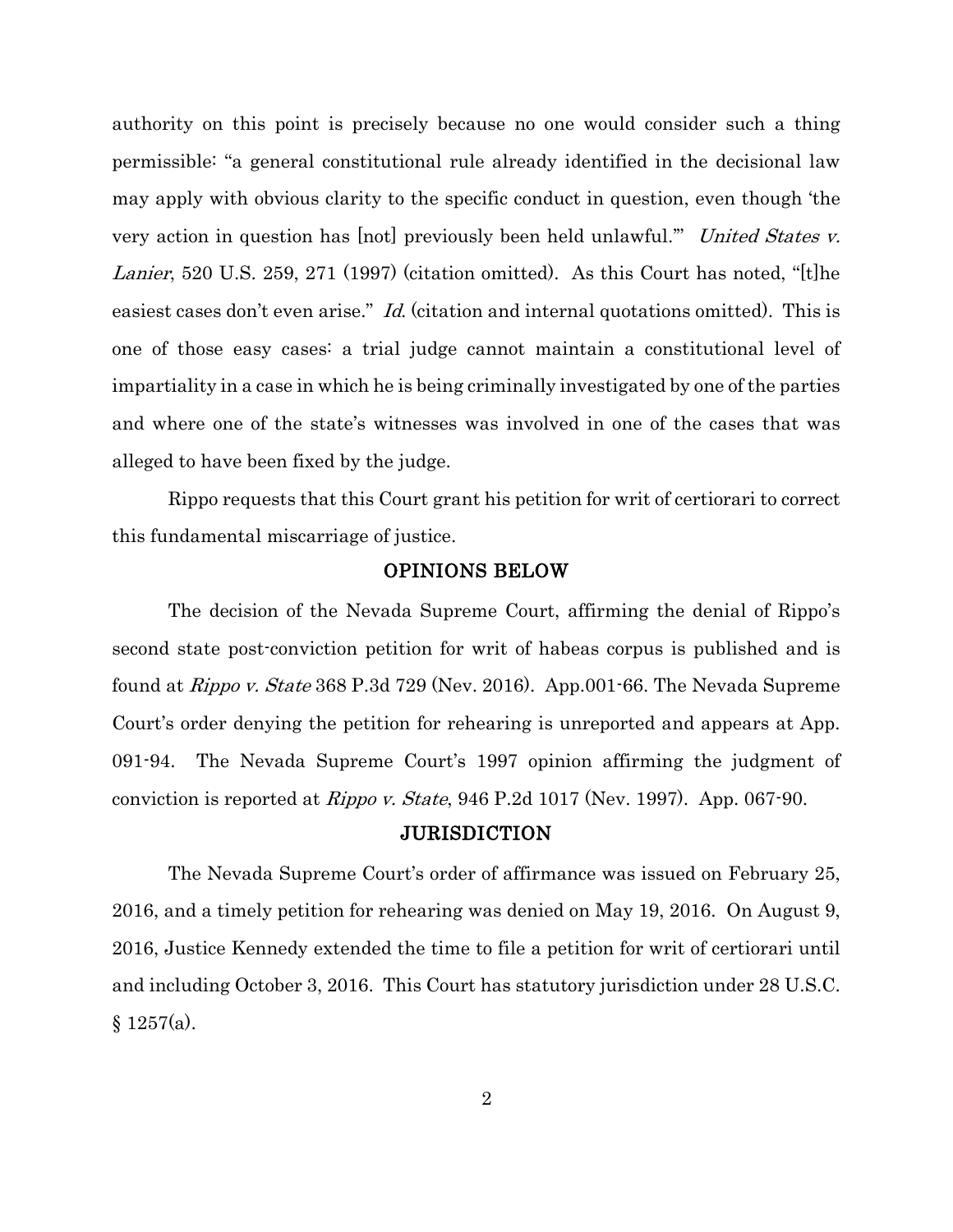authority on this point is precisely because no one would consider such a thing permissible: "a general constitutional rule already identified in the decisional law may apply with obvious clarity to the specific conduct in question, even though 'the very action in question has [not] previously been held unlawful.'" *United States v. Lanier*, 520 U.S. 259, 271 (1997) (citation omitted). As this Court has noted, "[t]he easiest cases don't even arise." *Id.* (citation and internal quotations omitted). This is one of those easy cases: a trial judge cannot maintain a constitutional level of impartiality in a case in which he is being criminally investigated by one of the parties and where one of the state's witnesses was involved in one of the cases that was alleged to have been fixed by the judge.

Rippo requests that this Court grant his petition for writ of certiorari to correct this fundamental miscarriage of justice.

## OPINIONS BELOW

The decision of the Nevada Supreme Court, affirming the denial of Rippo's second state post-conviction petition for writ of habeas corpus is published and is found at *Rippo v. State* 368 P.3d 729 (Nev. 2016). App.001-66. The Nevada Supreme Court's order denying the petition for rehearing is unreported and appears at App. 091-94. The Nevada Supreme Court's 1997 opinion affirming the judgment of conviction is reported at *Rippo v. State*, 946 P.2d 1017 (Nev. 1997). App. 067-90.

## JURISDICTION

The Nevada Supreme Court's order of affirmance was issued on February 25, 2016, and a timely petition for rehearing was denied on May 19, 2016. On August 9, 2016, Justice Kennedy extended the time to file a petition for writ of certiorari until and including October 3, 2016. This Court has statutory jurisdiction under 28 U.S.C. § 1257(a).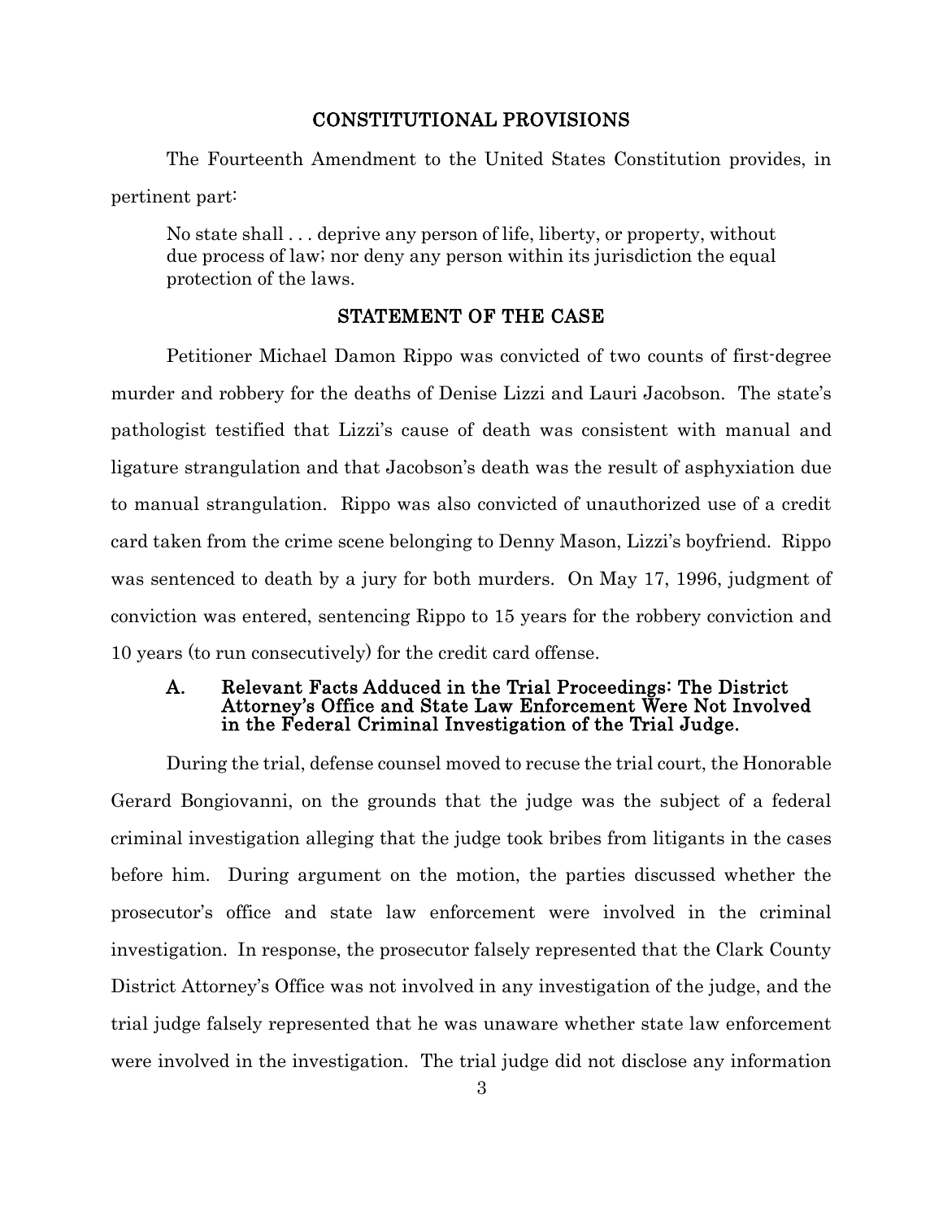## CONSTITUTIONAL PROVISIONS

The Fourteenth Amendment to the United States Constitution provides, in pertinent part:

> No state shall . . . deprive any person of life, liberty, or property, without due process of law; nor deny any person within its jurisdiction the equal protection of the laws.

## STATEMENT OF THE CASE

Petitioner Michael Damon Rippo was convicted of two counts of first-degree murder and robbery for the deaths of Denise Lizzi and Lauri Jacobson. The state's pathologist testified that Lizzi's cause of death was consistent with manual and ligature strangulation and that Jacobson's death was the result of asphyxiation due to manual strangulation. Rippo was also convicted of unauthorized use of a credit card taken from the crime scene belonging to Denny Mason, Lizzi's boyfriend. Rippo was sentenced to death by a jury for both murders. On May 17, 1996, judgment of conviction was entered, sentencing Rippo to 15 years for the robbery conviction and 10 years (to run consecutively) for the credit card offense.

### A. Relevant Facts Adduced in the Trial Proceedings: The District Attorney's Office and State Law Enforcement Were Not Involved in the Federal Criminal Investigation of the Trial Judge.

During the trial, defense counsel moved to recuse the trial court, the Honorable Gerard Bongiovanni, on the grounds that the judge was the subject of a federal criminal investigation alleging that the judge took bribes from litigants in the cases before him. During argument on the motion, the parties discussed whether the prosecutor's office and state law enforcement were involved in the criminal investigation. In response, the prosecutor falsely represented that the Clark County District Attorney's Office was not involved in any investigation of the judge, and the trial judge falsely represented that he was unaware whether state law enforcement were involved in the investigation. The trial judge did not disclose any information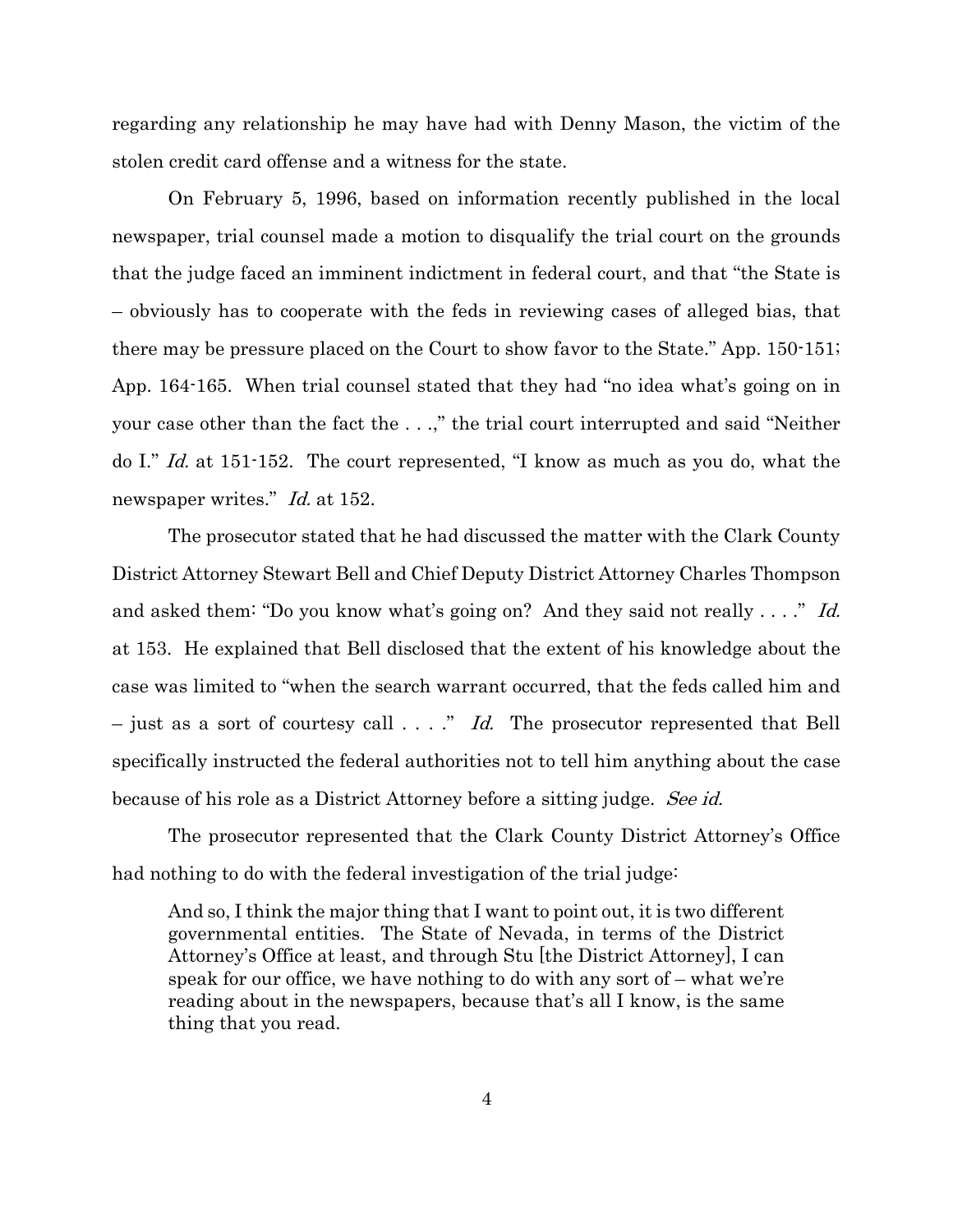regarding any relationship he may have had with Denny Mason, the victim of the stolen credit card offense and a witness for the state.

On February 5, 1996, based on information recently published in the local newspaper, trial counsel made a motion to disqualify the trial court on the grounds that the judge faced an imminent indictment in federal court, and that "the State is – obviously has to cooperate with the feds in reviewing cases of alleged bias, that there may be pressure placed on the Court to show favor to the State." App. 150-151; App. 164-165. When trial counsel stated that they had "no idea what's going on in your case other than the fact the . . .," the trial court interrupted and said "Neither do I." *Id.* at 151-152. The court represented, "I know as much as you do, what the newspaper writes." *Id.* at 152.

The prosecutor stated that he had discussed the matter with the Clark County District Attorney Stewart Bell and Chief Deputy District Attorney Charles Thompson and asked them: "Do you know what's going on? And they said not really . . . ." *Id.* at 153. He explained that Bell disclosed that the extent of his knowledge about the case was limited to "when the search warrant occurred, that the feds called him and – just as a sort of courtesy call . . . ." *Id.* The prosecutor represented that Bell specifically instructed the federal authorities not to tell him anything about the case because of his role as a District Attorney before a sitting judge. *See id.*

The prosecutor represented that the Clark County District Attorney's Office had nothing to do with the federal investigation of the trial judge:

> And so, I think the major thing that I want to point out, it is two different governmental entities. The State of Nevada, in terms of the District Attorney's Office at least, and through Stu [the District Attorney], I can speak for our office, we have nothing to do with any sort of – what we're reading about in the newspapers, because that's all I know, is the same thing that you read.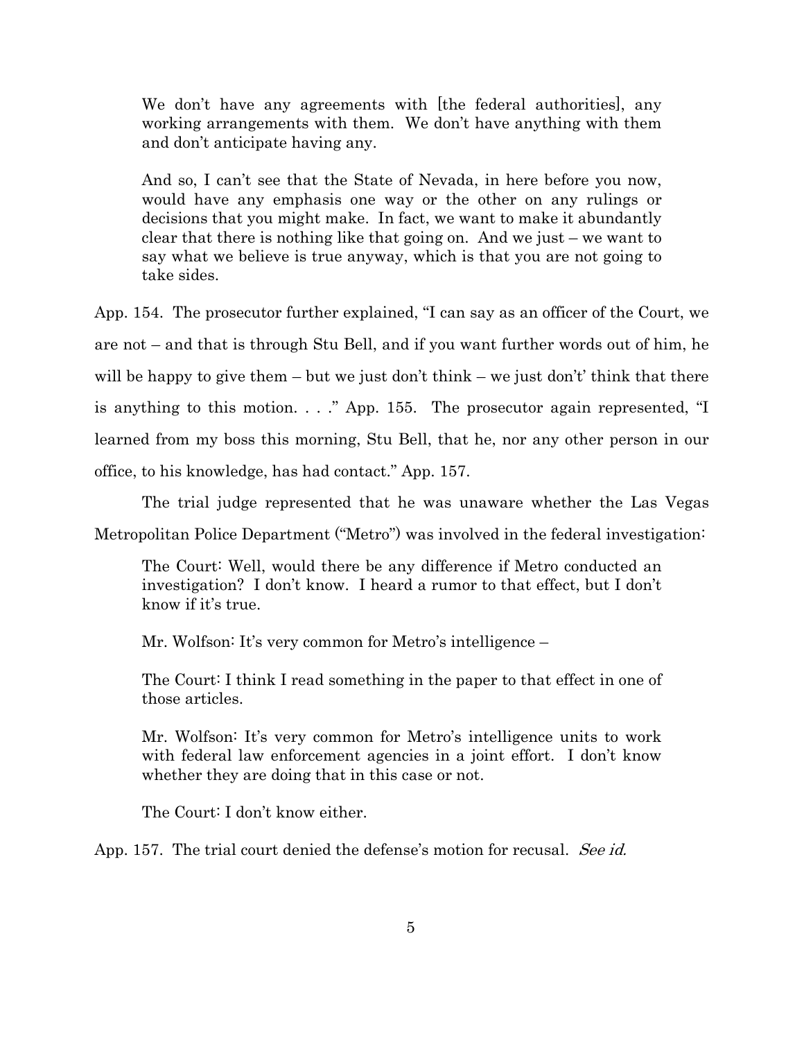> We don't have any agreements with [the federal authorities], any working arrangements with them. We don't have anything with them and don't anticipate having any.
>
> And so, I can't see that the State of Nevada, in here before you now, would have any emphasis one way or the other on any rulings or decisions that you might make. In fact, we want to make it abundantly clear that there is nothing like that going on. And we just – we want to say what we believe is true anyway, which is that you are not going to take sides.

App. 154. The prosecutor further explained, "I can say as an officer of the Court, we are not – and that is through Stu Bell, and if you want further words out of him, he will be happy to give them – but we just don't think – we just don't' think that there is anything to this motion. . . ." App. 155. The prosecutor again represented, "I learned from my boss this morning, Stu Bell, that he, nor any other person in our office, to his knowledge, has had contact." App. 157.

The trial judge represented that he was unaware whether the Las Vegas Metropolitan Police Department ("Metro") was involved in the federal investigation:

> The Court: Well, would there be any difference if Metro conducted an investigation? I don't know. I heard a rumor to that effect, but I don't know if it's true.
>
> Mr. Wolfson: It's very common for Metro's intelligence –
>
> The Court: I think I read something in the paper to that effect in one of those articles.
>
> Mr. Wolfson: It's very common for Metro's intelligence units to work with federal law enforcement agencies in a joint effort. I don't know whether they are doing that in this case or not.
>
> The Court: I don't know either.

App. 157. The trial court denied the defense's motion for recusal. *See id.*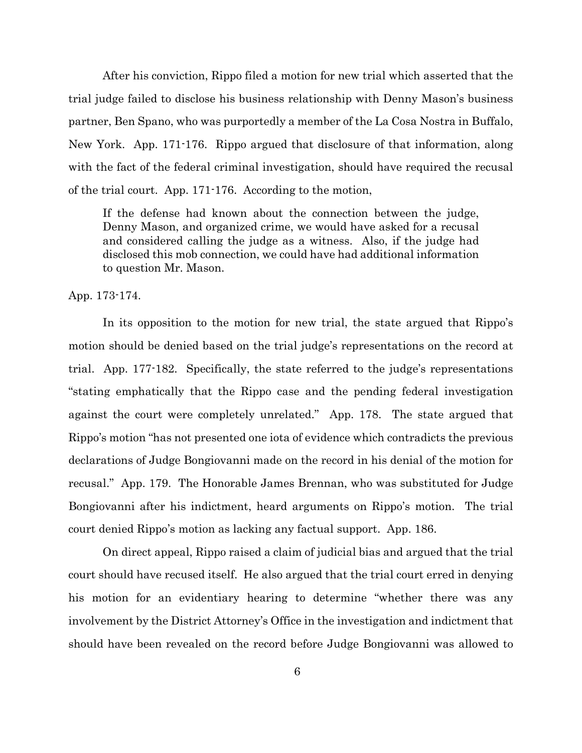After his conviction, Rippo filed a motion for new trial which asserted that the trial judge failed to disclose his business relationship with Denny Mason's business partner, Ben Spano, who was purportedly a member of the La Cosa Nostra in Buffalo, New York. App. 171-176. Rippo argued that disclosure of that information, along with the fact of the federal criminal investigation, should have required the recusal of the trial court. App. 171-176. According to the motion,

> If the defense had known about the connection between the judge, Denny Mason, and organized crime, we would have asked for a recusal and considered calling the judge as a witness. Also, if the judge had disclosed this mob connection, we could have had additional information to question Mr. Mason.

App. 173-174.

In its opposition to the motion for new trial, the state argued that Rippo's motion should be denied based on the trial judge's representations on the record at trial. App. 177-182. Specifically, the state referred to the judge's representations "stating emphatically that the Rippo case and the pending federal investigation against the court were completely unrelated." App. 178. The state argued that Rippo's motion "has not presented one iota of evidence which contradicts the previous declarations of Judge Bongiovanni made on the record in his denial of the motion for recusal." App. 179. The Honorable James Brennan, who was substituted for Judge Bongiovanni after his indictment, heard arguments on Rippo's motion. The trial court denied Rippo's motion as lacking any factual support. App. 186.

On direct appeal, Rippo raised a claim of judicial bias and argued that the trial court should have recused itself. He also argued that the trial court erred in denying his motion for an evidentiary hearing to determine "whether there was any involvement by the District Attorney's Office in the investigation and indictment that should have been revealed on the record before Judge Bongiovanni was allowed to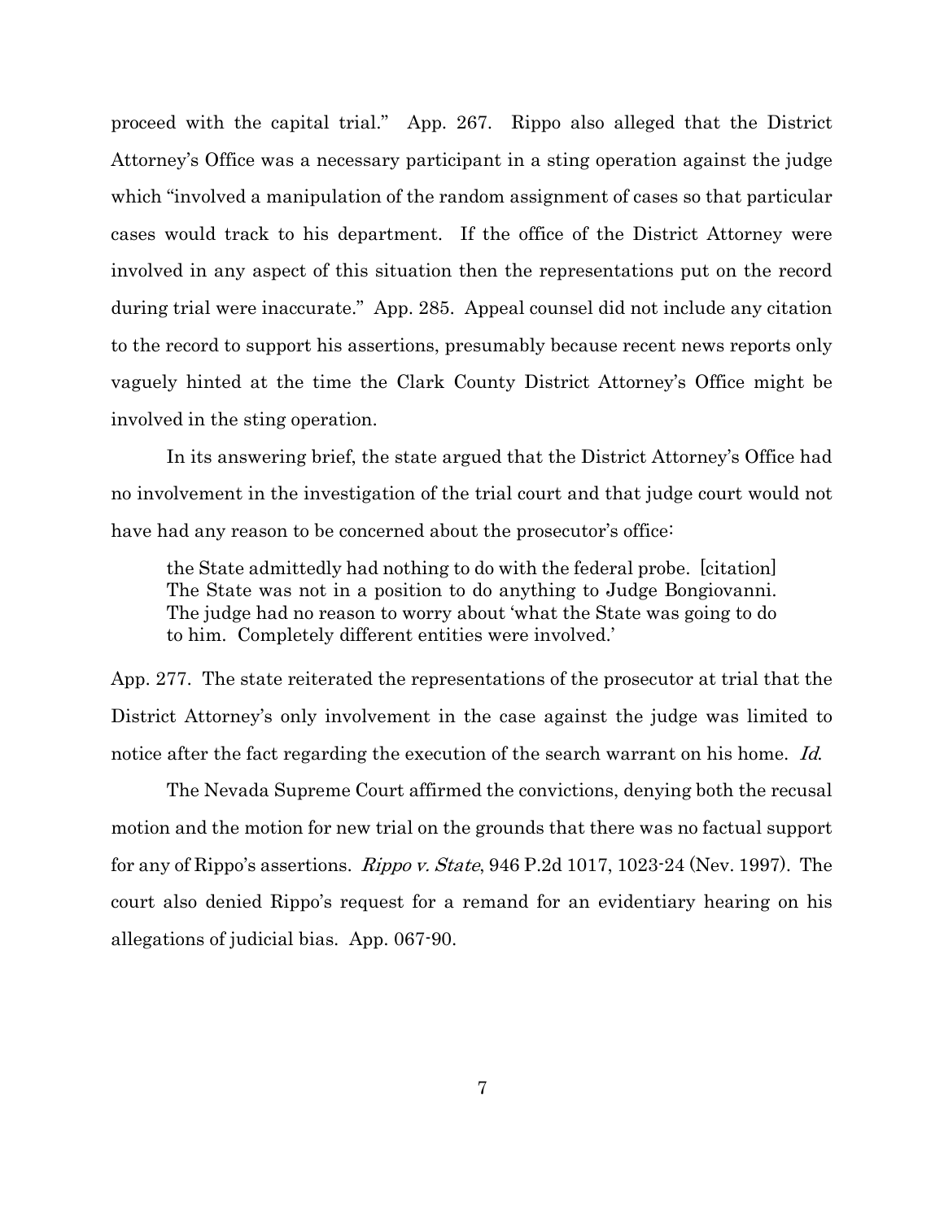proceed with the capital trial." App. 267. Rippo also alleged that the District Attorney's Office was a necessary participant in a sting operation against the judge which "involved a manipulation of the random assignment of cases so that particular cases would track to his department. If the office of the District Attorney were involved in any aspect of this situation then the representations put on the record during trial were inaccurate." App. 285. Appeal counsel did not include any citation to the record to support his assertions, presumably because recent news reports only vaguely hinted at the time the Clark County District Attorney's Office might be involved in the sting operation.

In its answering brief, the state argued that the District Attorney's Office had no involvement in the investigation of the trial court and that judge court would not have had any reason to be concerned about the prosecutor's office:

> the State admittedly had nothing to do with the federal probe. [citation] The State was not in a position to do anything to Judge Bongiovanni. The judge had no reason to worry about 'what the State was going to do to him. Completely different entities were involved.'

App. 277. The state reiterated the representations of the prosecutor at trial that the District Attorney's only involvement in the case against the judge was limited to notice after the fact regarding the execution of the search warrant on his home. *Id.*

The Nevada Supreme Court affirmed the convictions, denying both the recusal motion and the motion for new trial on the grounds that there was no factual support for any of Rippo's assertions. *Rippo v. State*, 946 P.2d 1017, 1023-24 (Nev. 1997). The court also denied Rippo's request for a remand for an evidentiary hearing on his allegations of judicial bias. App. 067-90.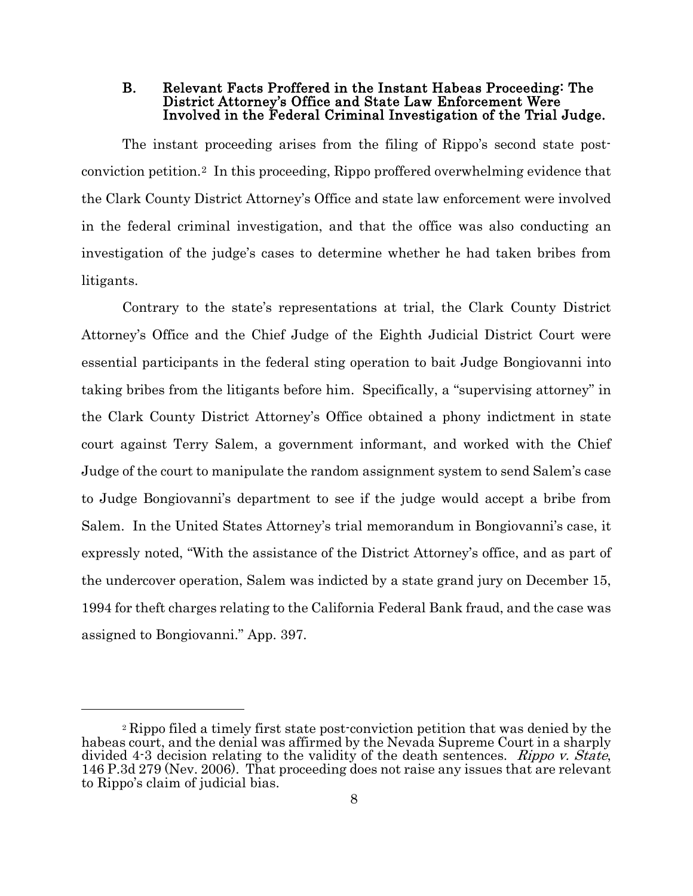### B. Relevant Facts Proffered in the Instant Habeas Proceeding: The District Attorney's Office and State Law Enforcement Were Involved in the Federal Criminal Investigation of the Trial Judge.

The instant proceeding arises from the filing of Rippo's second state post-conviction petition.[2] In this proceeding, Rippo proffered overwhelming evidence that the Clark County District Attorney's Office and state law enforcement were involved in the federal criminal investigation, and that the office was also conducting an investigation of the judge's cases to determine whether he had taken bribes from litigants.

Contrary to the state's representations at trial, the Clark County District Attorney's Office and the Chief Judge of the Eighth Judicial District Court were essential participants in the federal sting operation to bait Judge Bongiovanni into taking bribes from the litigants before him. Specifically, a "supervising attorney" in the Clark County District Attorney's Office obtained a phony indictment in state court against Terry Salem, a government informant, and worked with the Chief Judge of the court to manipulate the random assignment system to send Salem's case to Judge Bongiovanni's department to see if the judge would accept a bribe from Salem. In the United States Attorney's trial memorandum in Bongiovanni's case, it expressly noted, "With the assistance of the District Attorney's office, and as part of the undercover operation, Salem was indicted by a state grand jury on December 15, 1994 for theft charges relating to the California Federal Bank fraud, and the case was assigned to Bongiovanni." App. 397.

---

[2] Rippo filed a timely first state post-conviction petition that was denied by the habeas court, and the denial was affirmed by the Nevada Supreme Court in a sharply divided 4-3 decision relating to the validity of the death sentences. *Rippo v. State*, 146 P.3d 279 (Nev. 2006). That proceeding does not raise any issues that are relevant to Rippo's claim of judicial bias.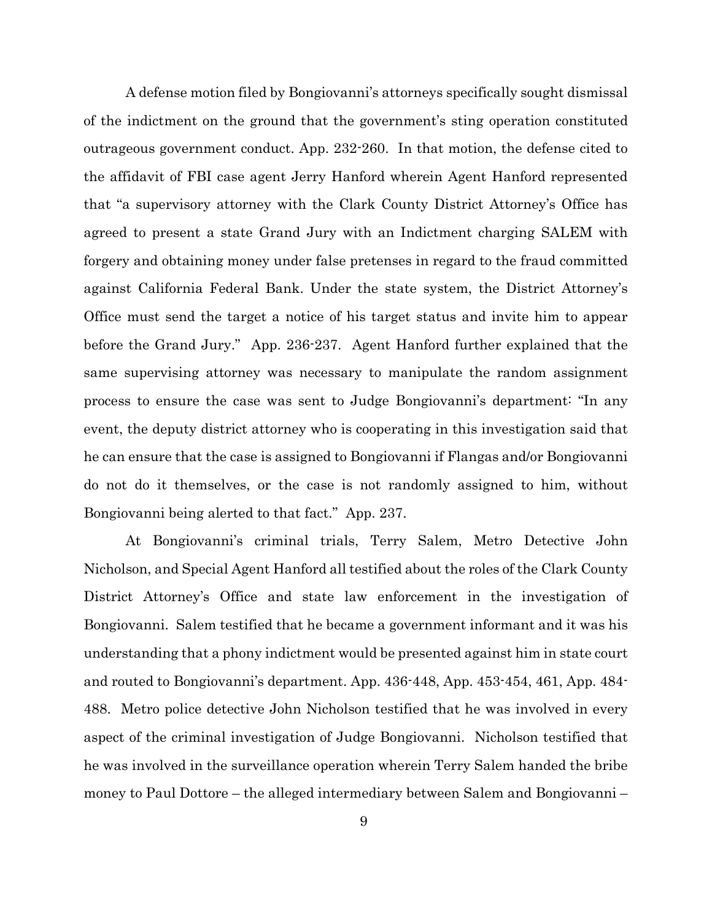A defense motion filed by Bongiovanni's attorneys specifically sought dismissal of the indictment on the ground that the government's sting operation constituted outrageous government conduct. App. 232-260. In that motion, the defense cited to the affidavit of FBI case agent Jerry Hanford wherein Agent Hanford represented that "a supervisory attorney with the Clark County District Attorney's Office has agreed to present a state Grand Jury with an Indictment charging SALEM with forgery and obtaining money under false pretenses in regard to the fraud committed against California Federal Bank. Under the state system, the District Attorney's Office must send the target a notice of his target status and invite him to appear before the Grand Jury." App. 236-237. Agent Hanford further explained that the same supervising attorney was necessary to manipulate the random assignment process to ensure the case was sent to Judge Bongiovanni's department: "In any event, the deputy district attorney who is cooperating in this investigation said that he can ensure that the case is assigned to Bongiovanni if Flangas and/or Bongiovanni do not do it themselves, or the case is not randomly assigned to him, without Bongiovanni being alerted to that fact." App. 237.

At Bongiovanni's criminal trials, Terry Salem, Metro Detective John Nicholson, and Special Agent Hanford all testified about the roles of the Clark County District Attorney's Office and state law enforcement in the investigation of Bongiovanni. Salem testified that he became a government informant and it was his understanding that a phony indictment would be presented against him in state court and routed to Bongiovanni's department. App. 436-448, App. 453-454, 461, App. 484-488. Metro police detective John Nicholson testified that he was involved in every aspect of the criminal investigation of Judge Bongiovanni. Nicholson testified that he was involved in the surveillance operation wherein Terry Salem handed the bribe money to Paul Dottore – the alleged intermediary between Salem and Bongiovanni –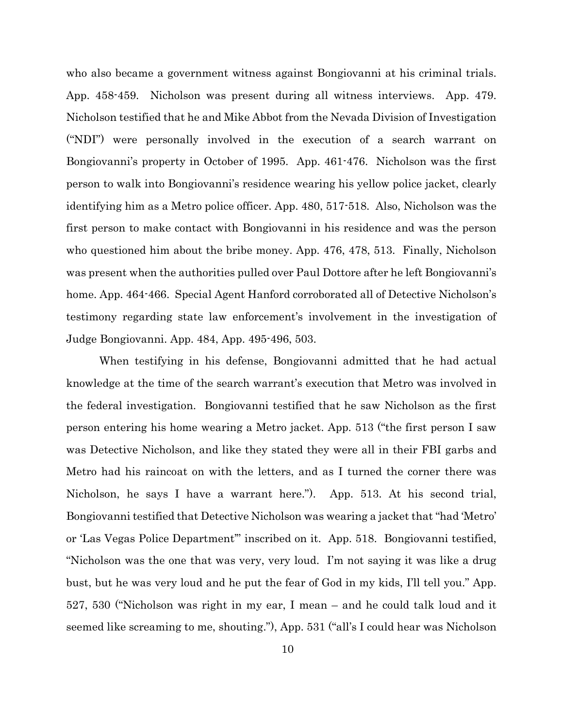who also became a government witness against Bongiovanni at his criminal trials. App. 458-459. Nicholson was present during all witness interviews. App. 479. Nicholson testified that he and Mike Abbot from the Nevada Division of Investigation ("NDI") were personally involved in the execution of a search warrant on Bongiovanni's property in October of 1995. App. 461-476. Nicholson was the first person to walk into Bongiovanni's residence wearing his yellow police jacket, clearly identifying him as a Metro police officer. App. 480, 517-518. Also, Nicholson was the first person to make contact with Bongiovanni in his residence and was the person who questioned him about the bribe money. App. 476, 478, 513. Finally, Nicholson was present when the authorities pulled over Paul Dottore after he left Bongiovanni's home. App. 464-466. Special Agent Hanford corroborated all of Detective Nicholson's testimony regarding state law enforcement's involvement in the investigation of Judge Bongiovanni. App. 484, App. 495-496, 503.

When testifying in his defense, Bongiovanni admitted that he had actual knowledge at the time of the search warrant's execution that Metro was involved in the federal investigation. Bongiovanni testified that he saw Nicholson as the first person entering his home wearing a Metro jacket. App. 513 ("the first person I saw was Detective Nicholson, and like they stated they were all in their FBI garbs and Metro had his raincoat on with the letters, and as I turned the corner there was Nicholson, he says I have a warrant here."). App. 513. At his second trial, Bongiovanni testified that Detective Nicholson was wearing a jacket that "had 'Metro' or 'Las Vegas Police Department'" inscribed on it. App. 518. Bongiovanni testified, "Nicholson was the one that was very, very loud. I'm not saying it was like a drug bust, but he was very loud and he put the fear of God in my kids, I'll tell you." App. 527, 530 ("Nicholson was right in my ear, I mean – and he could talk loud and it seemed like screaming to me, shouting."), App. 531 ("all's I could hear was Nicholson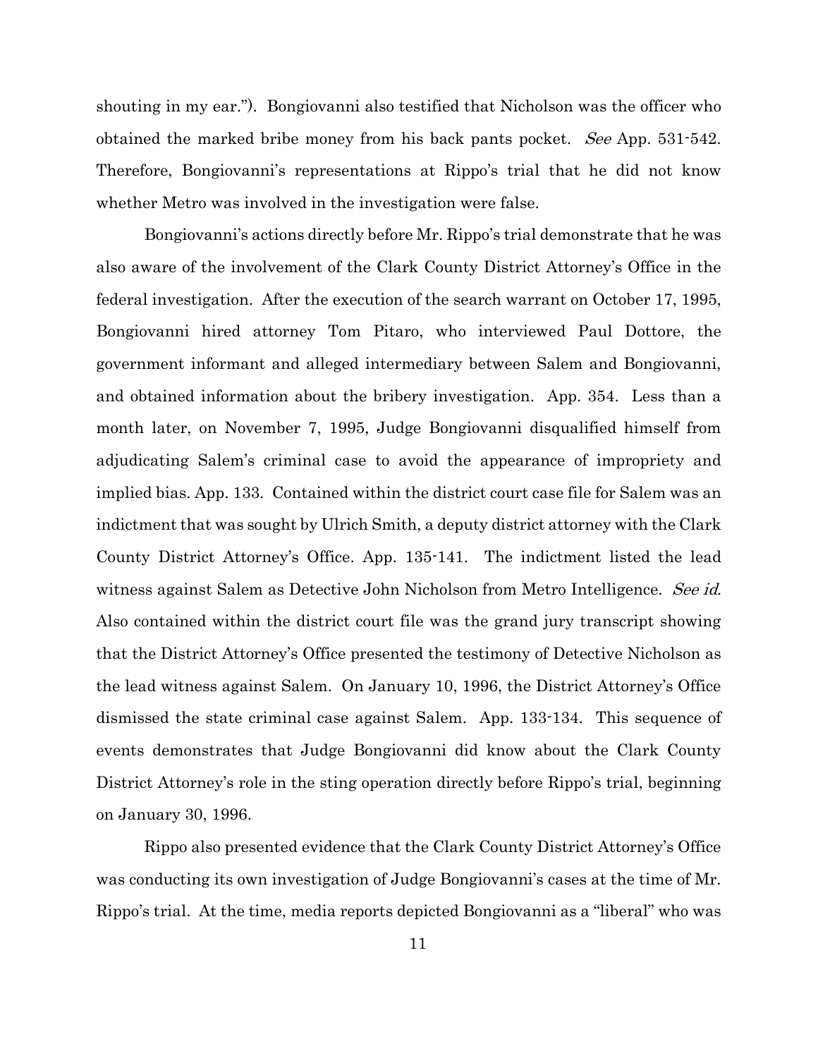shouting in my ear."). Bongiovanni also testified that Nicholson was the officer who obtained the marked bribe money from his back pants pocket. *See* App. 531-542. Therefore, Bongiovanni's representations at Rippo's trial that he did not know whether Metro was involved in the investigation were false.

Bongiovanni's actions directly before Mr. Rippo's trial demonstrate that he was also aware of the involvement of the Clark County District Attorney's Office in the federal investigation. After the execution of the search warrant on October 17, 1995, Bongiovanni hired attorney Tom Pitaro, who interviewed Paul Dottore, the government informant and alleged intermediary between Salem and Bongiovanni, and obtained information about the bribery investigation. App. 354. Less than a month later, on November 7, 1995, Judge Bongiovanni disqualified himself from adjudicating Salem's criminal case to avoid the appearance of impropriety and implied bias. App. 133. Contained within the district court case file for Salem was an indictment that was sought by Ulrich Smith, a deputy district attorney with the Clark County District Attorney's Office. App. 135-141. The indictment listed the lead witness against Salem as Detective John Nicholson from Metro Intelligence. *See id.* Also contained within the district court file was the grand jury transcript showing that the District Attorney's Office presented the testimony of Detective Nicholson as the lead witness against Salem. On January 10, 1996, the District Attorney's Office dismissed the state criminal case against Salem. App. 133-134. This sequence of events demonstrates that Judge Bongiovanni did know about the Clark County District Attorney's role in the sting operation directly before Rippo's trial, beginning on January 30, 1996.

Rippo also presented evidence that the Clark County District Attorney's Office was conducting its own investigation of Judge Bongiovanni's cases at the time of Mr. Rippo's trial. At the time, media reports depicted Bongiovanni as a "liberal" who was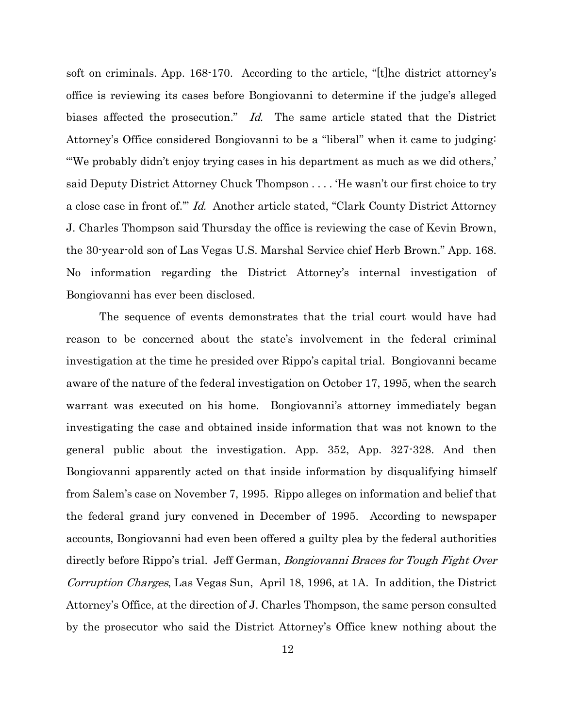soft on criminals. App. 168-170. According to the article, "[t]he district attorney's office is reviewing its cases before Bongiovanni to determine if the judge's alleged biases affected the prosecution." *Id.* The same article stated that the District Attorney's Office considered Bongiovanni to be a "liberal" when it came to judging: "'We probably didn't enjoy trying cases in his department as much as we did others,' said Deputy District Attorney Chuck Thompson . . . . 'He wasn't our first choice to try a close case in front of.'" *Id.* Another article stated, "Clark County District Attorney J. Charles Thompson said Thursday the office is reviewing the case of Kevin Brown, the 30-year-old son of Las Vegas U.S. Marshal Service chief Herb Brown." App. 168. No information regarding the District Attorney's internal investigation of Bongiovanni has ever been disclosed.

The sequence of events demonstrates that the trial court would have had reason to be concerned about the state's involvement in the federal criminal investigation at the time he presided over Rippo's capital trial. Bongiovanni became aware of the nature of the federal investigation on October 17, 1995, when the search warrant was executed on his home. Bongiovanni's attorney immediately began investigating the case and obtained inside information that was not known to the general public about the investigation. App. 352, App. 327-328. And then Bongiovanni apparently acted on that inside information by disqualifying himself from Salem's case on November 7, 1995. Rippo alleges on information and belief that the federal grand jury convened in December of 1995. According to newspaper accounts, Bongiovanni had even been offered a guilty plea by the federal authorities directly before Rippo's trial. Jeff German, *Bongiovanni Braces for Tough Fight Over Corruption Charges*, Las Vegas Sun, April 18, 1996, at 1A. In addition, the District Attorney's Office, at the direction of J. Charles Thompson, the same person consulted by the prosecutor who said the District Attorney's Office knew nothing about the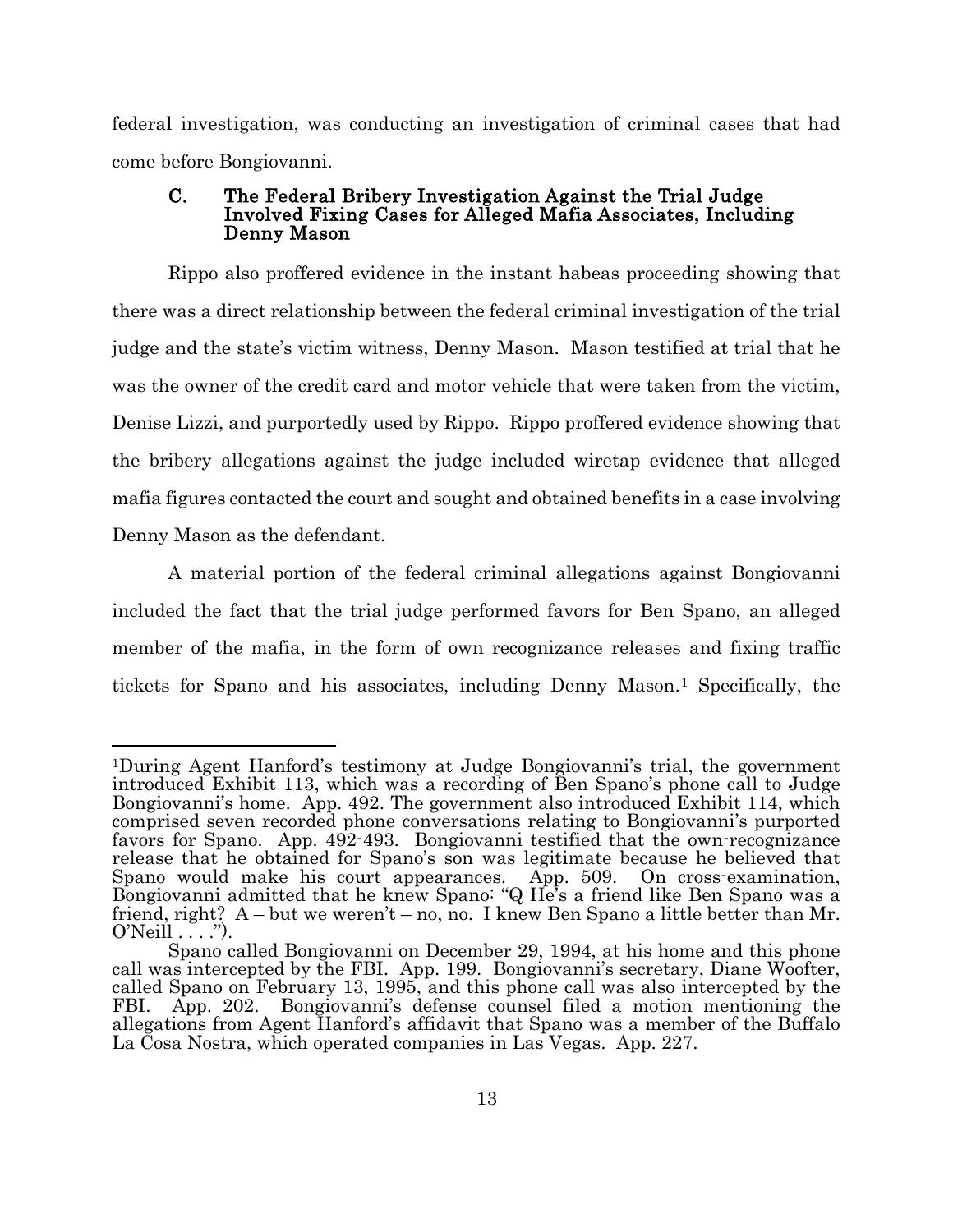federal investigation, was conducting an investigation of criminal cases that had come before Bongiovanni.

### C. The Federal Bribery Investigation Against the Trial Judge Involved Fixing Cases for Alleged Mafia Associates, Including Denny Mason

Rippo also proffered evidence in the instant habeas proceeding showing that there was a direct relationship between the federal criminal investigation of the trial judge and the state's victim witness, Denny Mason. Mason testified at trial that he was the owner of the credit card and motor vehicle that were taken from the victim, Denise Lizzi, and purportedly used by Rippo. Rippo proffered evidence showing that the bribery allegations against the judge included wiretap evidence that alleged mafia figures contacted the court and sought and obtained benefits in a case involving Denny Mason as the defendant.

A material portion of the federal criminal allegations against Bongiovanni included the fact that the trial judge performed favors for Ben Spano, an alleged member of the mafia, in the form of own recognizance releases and fixing traffic tickets for Spano and his associates, including Denny Mason.[1] Specifically, the

---

[1]During Agent Hanford's testimony at Judge Bongiovanni's trial, the government introduced Exhibit 113, which was a recording of Ben Spano's phone call to Judge Bongiovanni's home. App. 492. The government also introduced Exhibit 114, which comprised seven recorded phone conversations relating to Bongiovanni's purported favors for Spano. App. 492-493. Bongiovanni testified that the own-recognizance release that he obtained for Spano's son was legitimate because he believed that Spano would make his court appearances. App. 509. On cross-examination, Bongiovanni admitted that he knew Spano: "Q He's a friend like Ben Spano was a friend, right? A – but we weren't – no, no. I knew Ben Spano a little better than Mr. O'Neill . . . .").

Spano called Bongiovanni on December 29, 1994, at his home and this phone call was intercepted by the FBI. App. 199. Bongiovanni's secretary, Diane Woofter, called Spano on February 13, 1995, and this phone call was also intercepted by the FBI. App. 202. Bongiovanni's defense counsel filed a motion mentioning the allegations from Agent Hanford's affidavit that Spano was a member of the Buffalo La Cosa Nostra, which operated companies in Las Vegas. App. 227.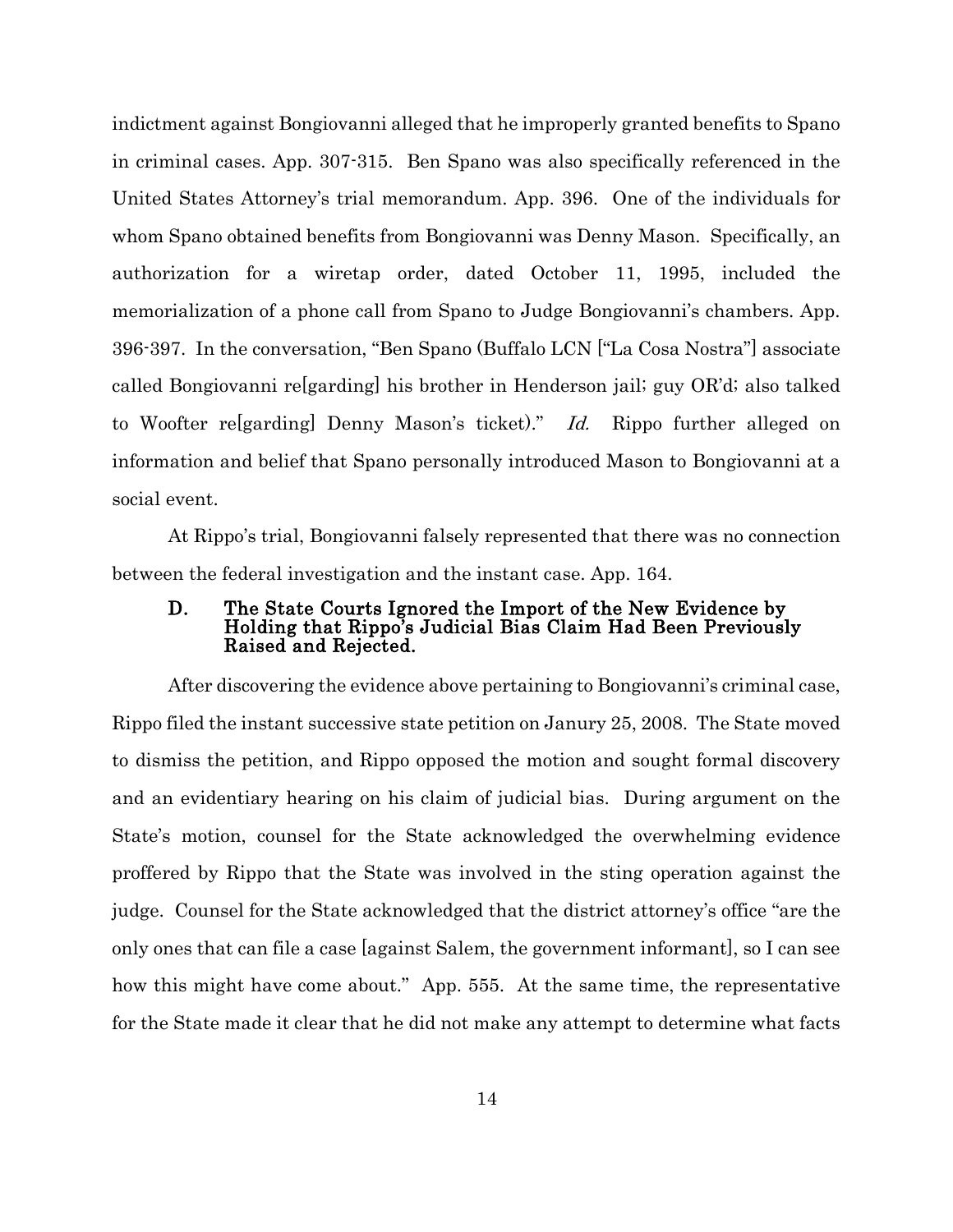indictment against Bongiovanni alleged that he improperly granted benefits to Spano in criminal cases. App. 307-315. Ben Spano was also specifically referenced in the United States Attorney's trial memorandum. App. 396. One of the individuals for whom Spano obtained benefits from Bongiovanni was Denny Mason. Specifically, an authorization for a wiretap order, dated October 11, 1995, included the memorialization of a phone call from Spano to Judge Bongiovanni's chambers. App. 396-397. In the conversation, "Ben Spano (Buffalo LCN ["La Cosa Nostra"] associate called Bongiovanni re[garding] his brother in Henderson jail; guy OR'd; also talked to Woofter re[garding] Denny Mason's ticket)." *Id.* Rippo further alleged on information and belief that Spano personally introduced Mason to Bongiovanni at a social event.

At Rippo's trial, Bongiovanni falsely represented that there was no connection between the federal investigation and the instant case. App. 164.

### D. The State Courts Ignored the Import of the New Evidence by Holding that Rippo's Judicial Bias Claim Had Been Previously Raised and Rejected.

After discovering the evidence above pertaining to Bongiovanni's criminal case, Rippo filed the instant successive state petition on Janury 25, 2008. The State moved to dismiss the petition, and Rippo opposed the motion and sought formal discovery and an evidentiary hearing on his claim of judicial bias. During argument on the State's motion, counsel for the State acknowledged the overwhelming evidence proffered by Rippo that the State was involved in the sting operation against the judge. Counsel for the State acknowledged that the district attorney's office "are the only ones that can file a case [against Salem, the government informant], so I can see how this might have come about." App. 555. At the same time, the representative for the State made it clear that he did not make any attempt to determine what facts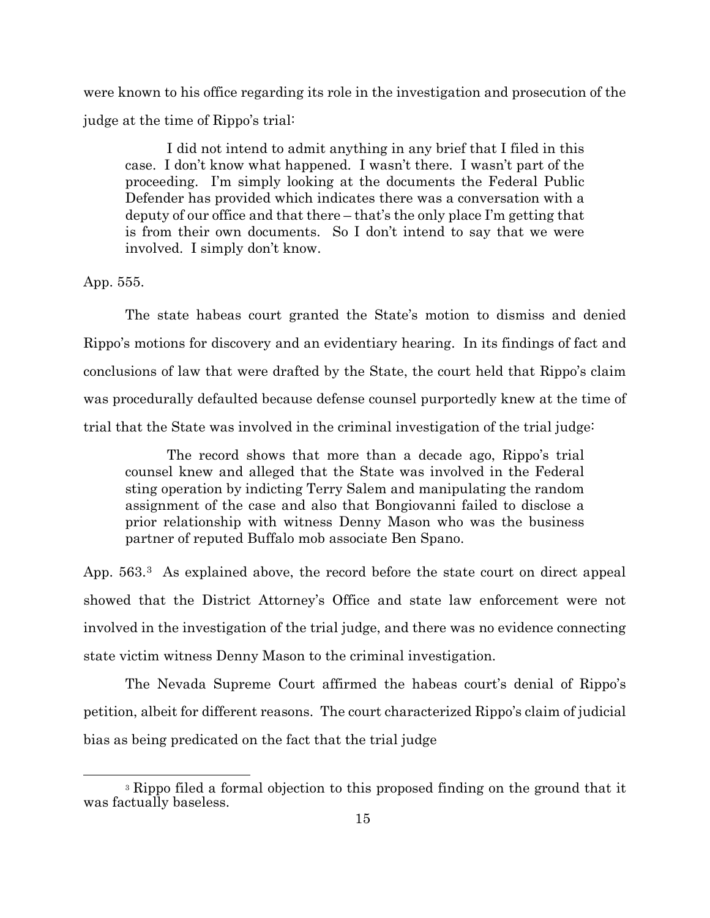were known to his office regarding its role in the investigation and prosecution of the judge at the time of Rippo's trial:

> I did not intend to admit anything in any brief that I filed in this case. I don't know what happened. I wasn't there. I wasn't part of the proceeding. I'm simply looking at the documents the Federal Public Defender has provided which indicates there was a conversation with a deputy of our office and that there – that's the only place I'm getting that is from their own documents. So I don't intend to say that we were involved. I simply don't know.

App. 555.

The state habeas court granted the State's motion to dismiss and denied Rippo's motions for discovery and an evidentiary hearing. In its findings of fact and conclusions of law that were drafted by the State, the court held that Rippo's claim was procedurally defaulted because defense counsel purportedly knew at the time of trial that the State was involved in the criminal investigation of the trial judge:

> The record shows that more than a decade ago, Rippo's trial counsel knew and alleged that the State was involved in the Federal sting operation by indicting Terry Salem and manipulating the random assignment of the case and also that Bongiovanni failed to disclose a prior relationship with witness Denny Mason who was the business partner of reputed Buffalo mob associate Ben Spano.

App. 563.[3] As explained above, the record before the state court on direct appeal showed that the District Attorney's Office and state law enforcement were not involved in the investigation of the trial judge, and there was no evidence connecting state victim witness Denny Mason to the criminal investigation.

The Nevada Supreme Court affirmed the habeas court's denial of Rippo's petition, albeit for different reasons. The court characterized Rippo's claim of judicial bias as being predicated on the fact that the trial judge

[3] Rippo filed a formal objection to this proposed finding on the ground that it was factually baseless.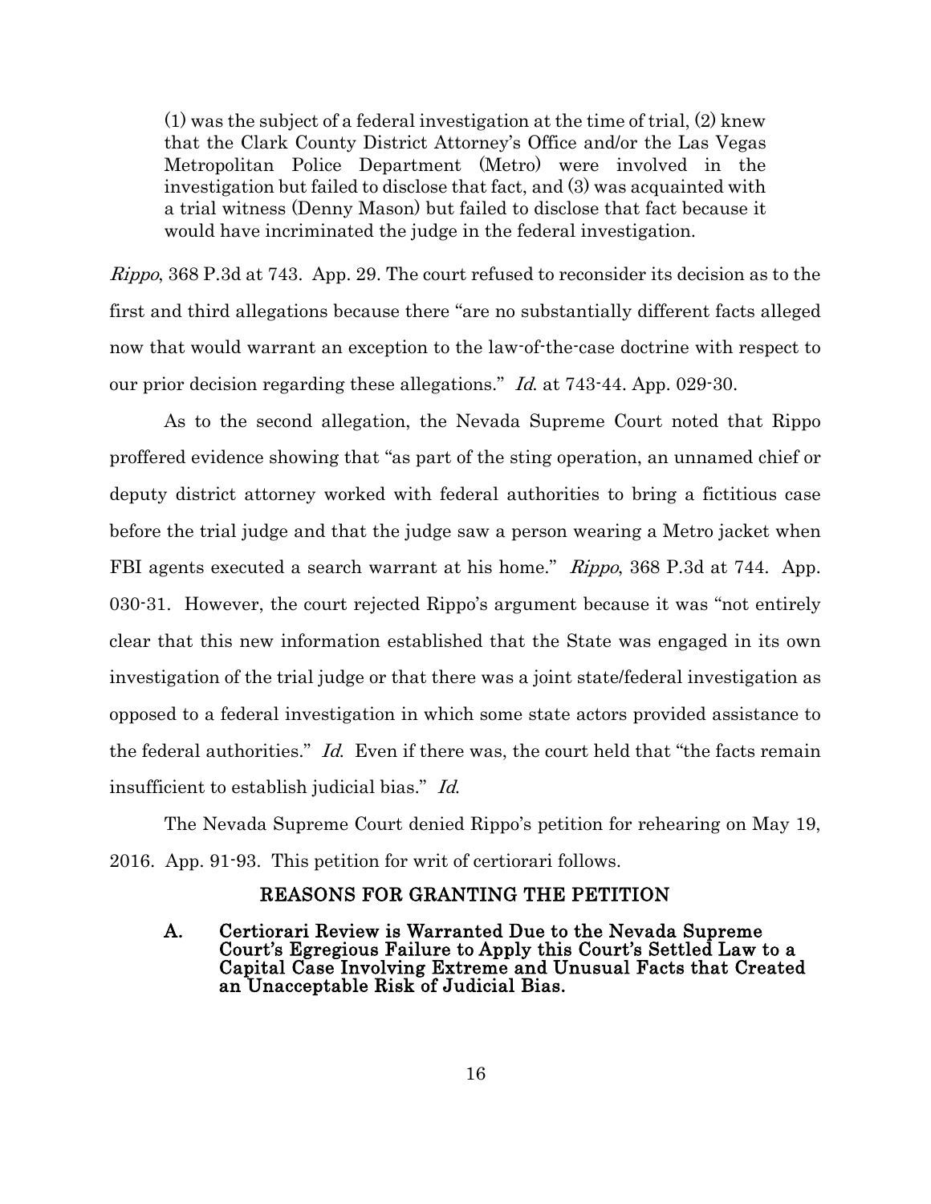> (1) was the subject of a federal investigation at the time of trial, (2) knew that the Clark County District Attorney's Office and/or the Las Vegas Metropolitan Police Department (Metro) were involved in the investigation but failed to disclose that fact, and (3) was acquainted with a trial witness (Denny Mason) but failed to disclose that fact because it would have incriminated the judge in the federal investigation.

*Rippo*, 368 P.3d at 743. App. 29. The court refused to reconsider its decision as to the first and third allegations because there "are no substantially different facts alleged now that would warrant an exception to the law-of-the-case doctrine with respect to our prior decision regarding these allegations." *Id.* at 743-44. App. 029-30.

As to the second allegation, the Nevada Supreme Court noted that Rippo proffered evidence showing that "as part of the sting operation, an unnamed chief or deputy district attorney worked with federal authorities to bring a fictitious case before the trial judge and that the judge saw a person wearing a Metro jacket when FBI agents executed a search warrant at his home." *Rippo*, 368 P.3d at 744. App. 030-31. However, the court rejected Rippo's argument because it was "not entirely clear that this new information established that the State was engaged in its own investigation of the trial judge or that there was a joint state/federal investigation as opposed to a federal investigation in which some state actors provided assistance to the federal authorities." *Id.* Even if there was, the court held that "the facts remain insufficient to establish judicial bias." *Id.*

The Nevada Supreme Court denied Rippo's petition for rehearing on May 19, 2016. App. 91-93. This petition for writ of certiorari follows.

## REASONS FOR GRANTING THE PETITION

### A. Certiorari Review is Warranted Due to the Nevada Supreme Court's Egregious Failure to Apply this Court's Settled Law to a Capital Case Involving Extreme and Unusual Facts that Created an Unacceptable Risk of Judicial Bias.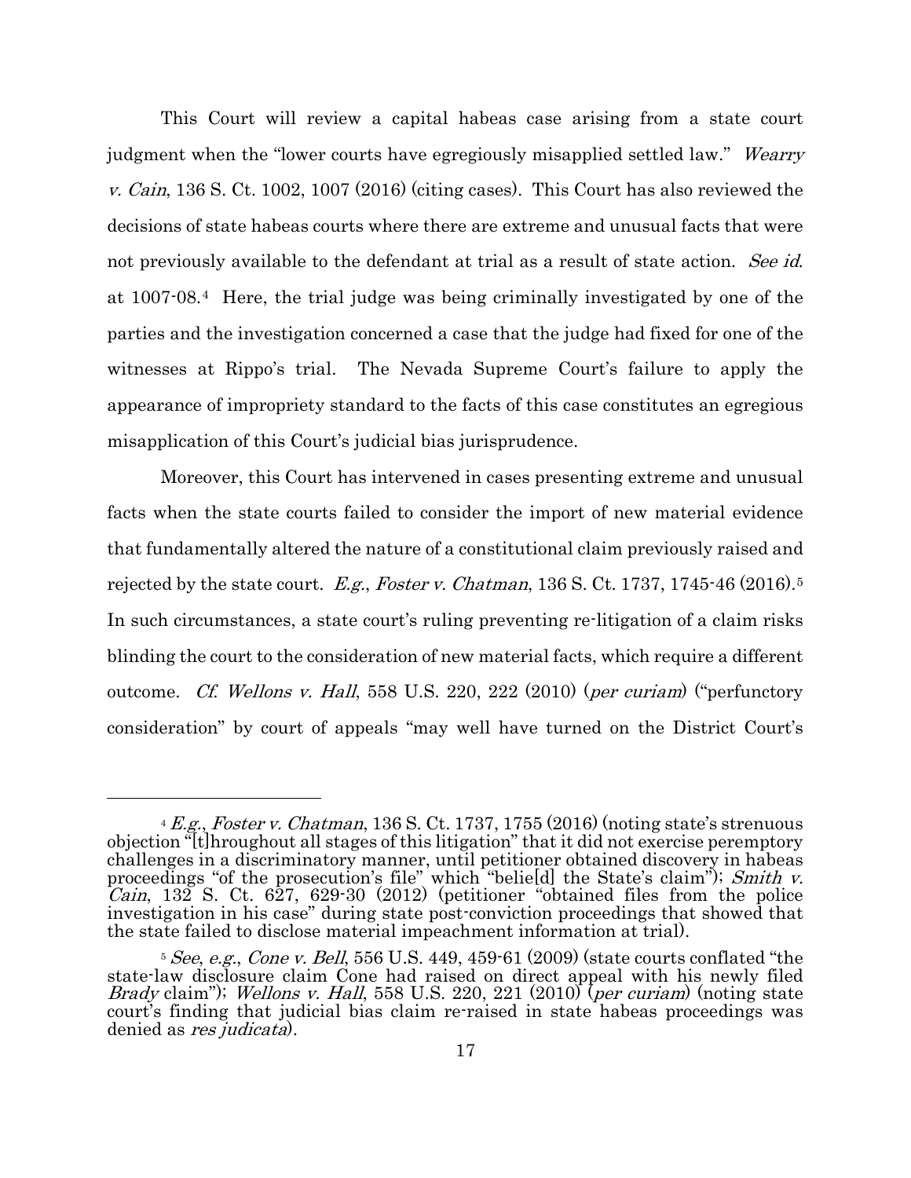This Court will review a capital habeas case arising from a state court judgment when the "lower courts have egregiously misapplied settled law." *Wearry v. Cain*, 136 S. Ct. 1002, 1007 (2016) (citing cases). This Court has also reviewed the decisions of state habeas courts where there are extreme and unusual facts that were not previously available to the defendant at trial as a result of state action. *See id.* at 1007-08.[4] Here, the trial judge was being criminally investigated by one of the parties and the investigation concerned a case that the judge had fixed for one of the witnesses at Rippo's trial. The Nevada Supreme Court's failure to apply the appearance of impropriety standard to the facts of this case constitutes an egregious misapplication of this Court's judicial bias jurisprudence.

Moreover, this Court has intervened in cases presenting extreme and unusual facts when the state courts failed to consider the import of new material evidence that fundamentally altered the nature of a constitutional claim previously raised and rejected by the state court. *E.g.*, *Foster v. Chatman*, 136 S. Ct. 1737, 1745-46 (2016).[5] In such circumstances, a state court's ruling preventing re-litigation of a claim risks blinding the court to the consideration of new material facts, which require a different outcome. *Cf. Wellons v. Hall*, 558 U.S. 220, 222 (2010) (*per curiam*) ("perfunctory consideration" by court of appeals "may well have turned on the District Court's

---

[4] *E.g.*, *Foster v. Chatman*, 136 S. Ct. 1737, 1755 (2016) (noting state's strenuous objection "[t]hroughout all stages of this litigation" that it did not exercise peremptory challenges in a discriminatory manner, until petitioner obtained discovery in habeas proceedings "of the prosecution's file" which "belie[d] the State's claim"); *Smith v. Cain*, 132 S. Ct. 627, 629-30 (2012) (petitioner "obtained files from the police investigation in his case" during state post-conviction proceedings that showed that the state failed to disclose material impeachment information at trial).

[5] *See*, *e.g.*, *Cone v. Bell*, 556 U.S. 449, 459-61 (2009) (state courts conflated "the state-law disclosure claim Cone had raised on direct appeal with his newly filed *Brady* claim"); *Wellons v. Hall*, 558 U.S. 220, 221 (2010) (*per curiam*) (noting state court's finding that judicial bias claim re-raised in state habeas proceedings was denied as *res judicata*).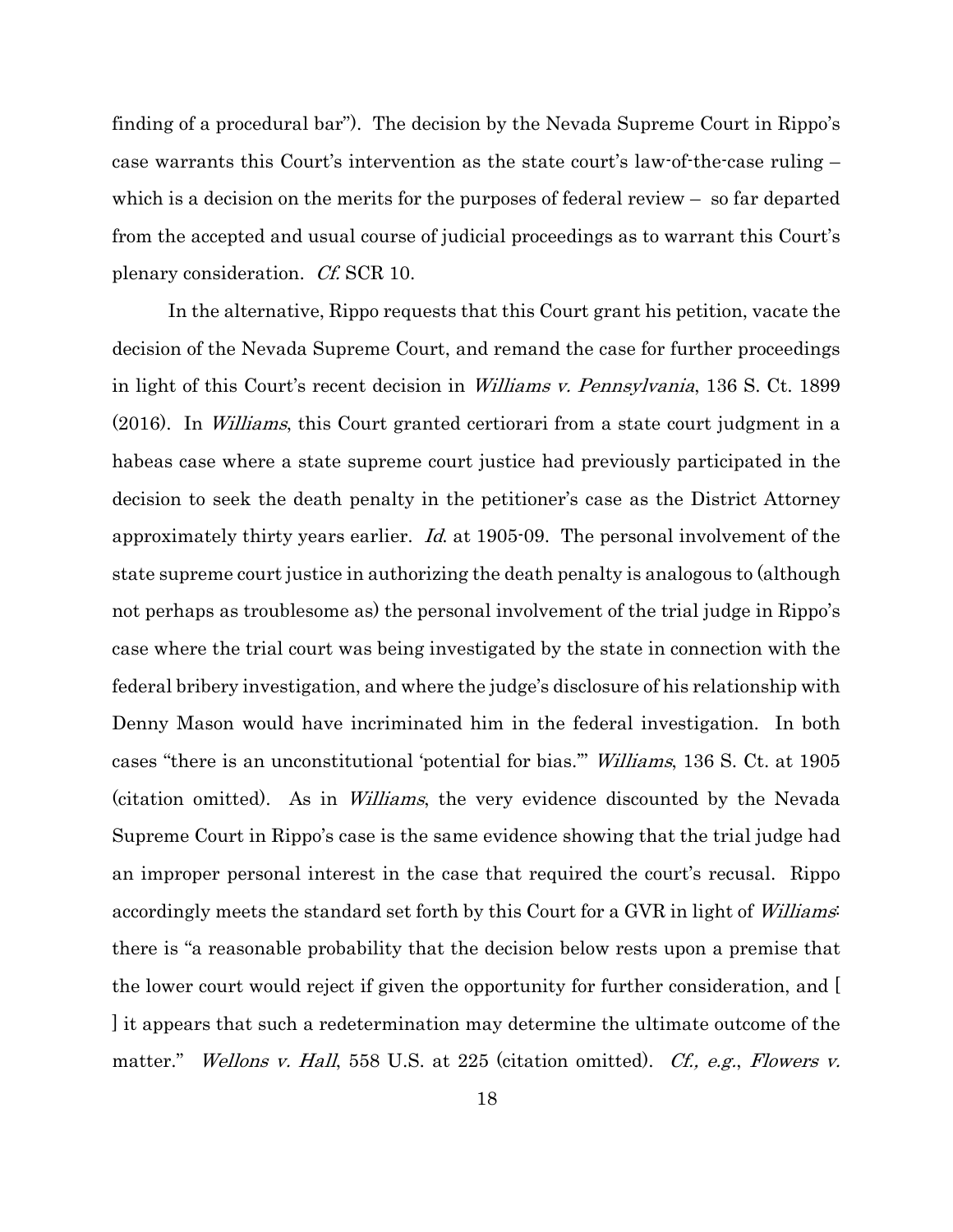finding of a procedural bar"). The decision by the Nevada Supreme Court in Rippo's case warrants this Court's intervention as the state court's law-of-the-case ruling – which is a decision on the merits for the purposes of federal review – so far departed from the accepted and usual course of judicial proceedings as to warrant this Court's plenary consideration. *Cf.* SCR 10.

In the alternative, Rippo requests that this Court grant his petition, vacate the decision of the Nevada Supreme Court, and remand the case for further proceedings in light of this Court's recent decision in *Williams v. Pennsylvania*, 136 S. Ct. 1899 (2016). In *Williams*, this Court granted certiorari from a state court judgment in a habeas case where a state supreme court justice had previously participated in the decision to seek the death penalty in the petitioner's case as the District Attorney approximately thirty years earlier. *Id.* at 1905-09. The personal involvement of the state supreme court justice in authorizing the death penalty is analogous to (although not perhaps as troublesome as) the personal involvement of the trial judge in Rippo's case where the trial court was being investigated by the state in connection with the federal bribery investigation, and where the judge's disclosure of his relationship with Denny Mason would have incriminated him in the federal investigation. In both cases "there is an unconstitutional 'potential for bias.'" *Williams*, 136 S. Ct. at 1905 (citation omitted). As in *Williams*, the very evidence discounted by the Nevada Supreme Court in Rippo's case is the same evidence showing that the trial judge had an improper personal interest in the case that required the court's recusal. Rippo accordingly meets the standard set forth by this Court for a GVR in light of *Williams*: there is "a reasonable probability that the decision below rests upon a premise that the lower court would reject if given the opportunity for further consideration, and [ ] it appears that such a redetermination may determine the ultimate outcome of the matter." *Wellons v. Hall*, 558 U.S. at 225 (citation omitted). *Cf., e.g.*, *Flowers v.*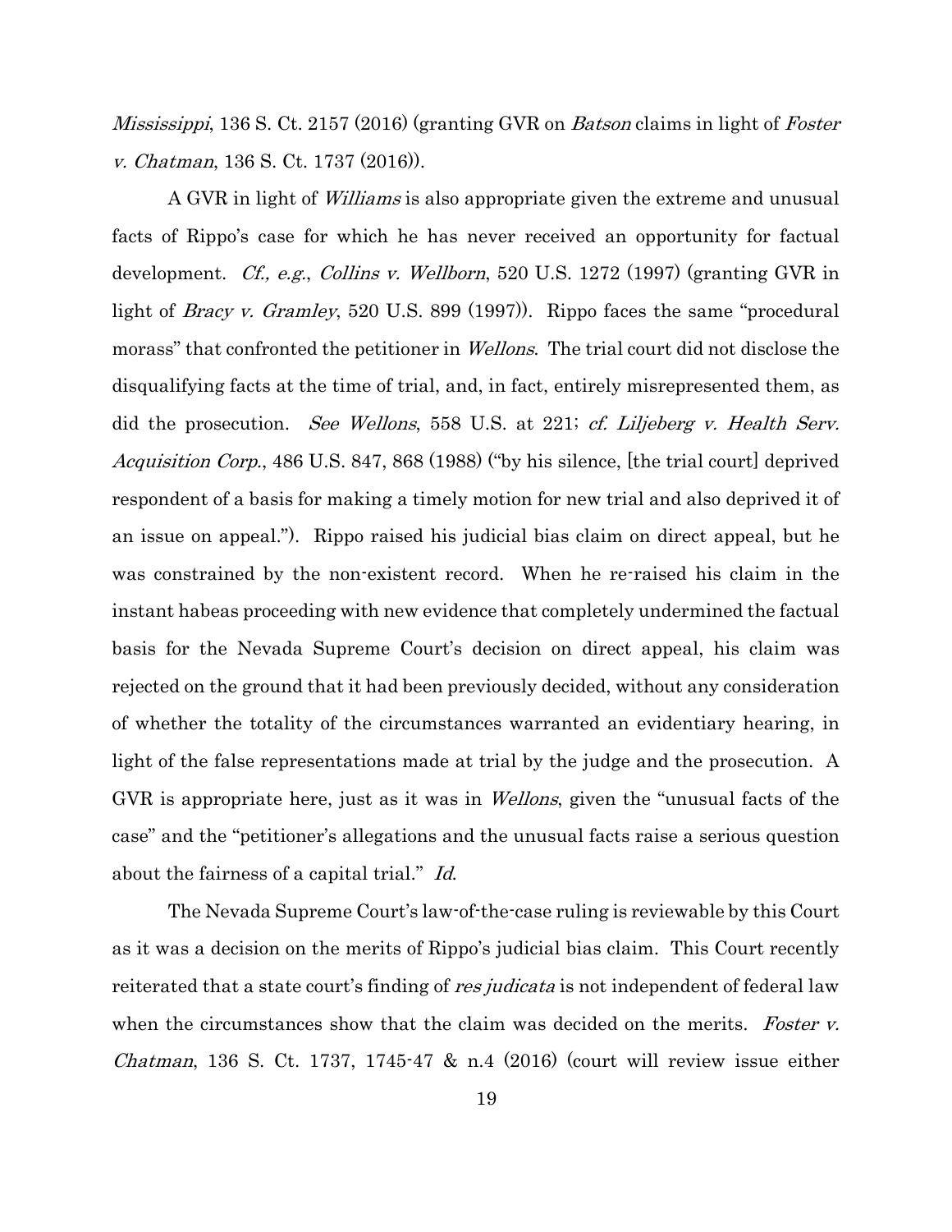*Mississippi*, 136 S. Ct. 2157 (2016) (granting GVR on *Batson* claims in light of *Foster v. Chatman*, 136 S. Ct. 1737 (2016)).

A GVR in light of *Williams* is also appropriate given the extreme and unusual facts of Rippo's case for which he has never received an opportunity for factual development. *Cf., e.g.*, *Collins v. Wellborn*, 520 U.S. 1272 (1997) (granting GVR in light of *Bracy v. Gramley*, 520 U.S. 899 (1997)). Rippo faces the same "procedural morass" that confronted the petitioner in *Wellons*. The trial court did not disclose the disqualifying facts at the time of trial, and, in fact, entirely misrepresented them, as did the prosecution. *See Wellons*, 558 U.S. at 221; *cf. Liljeberg v. Health Serv. Acquisition Corp.*, 486 U.S. 847, 868 (1988) ("by his silence, [the trial court] deprived respondent of a basis for making a timely motion for new trial and also deprived it of an issue on appeal."). Rippo raised his judicial bias claim on direct appeal, but he was constrained by the non-existent record. When he re-raised his claim in the instant habeas proceeding with new evidence that completely undermined the factual basis for the Nevada Supreme Court's decision on direct appeal, his claim was rejected on the ground that it had been previously decided, without any consideration of whether the totality of the circumstances warranted an evidentiary hearing, in light of the false representations made at trial by the judge and the prosecution. A GVR is appropriate here, just as it was in *Wellons*, given the "unusual facts of the case" and the "petitioner's allegations and the unusual facts raise a serious question about the fairness of a capital trial." *Id.*

The Nevada Supreme Court's law-of-the-case ruling is reviewable by this Court as it was a decision on the merits of Rippo's judicial bias claim. This Court recently reiterated that a state court's finding of *res judicata* is not independent of federal law when the circumstances show that the claim was decided on the merits. *Foster v. Chatman*, 136 S. Ct. 1737, 1745-47 & n.4 (2016) (court will review issue either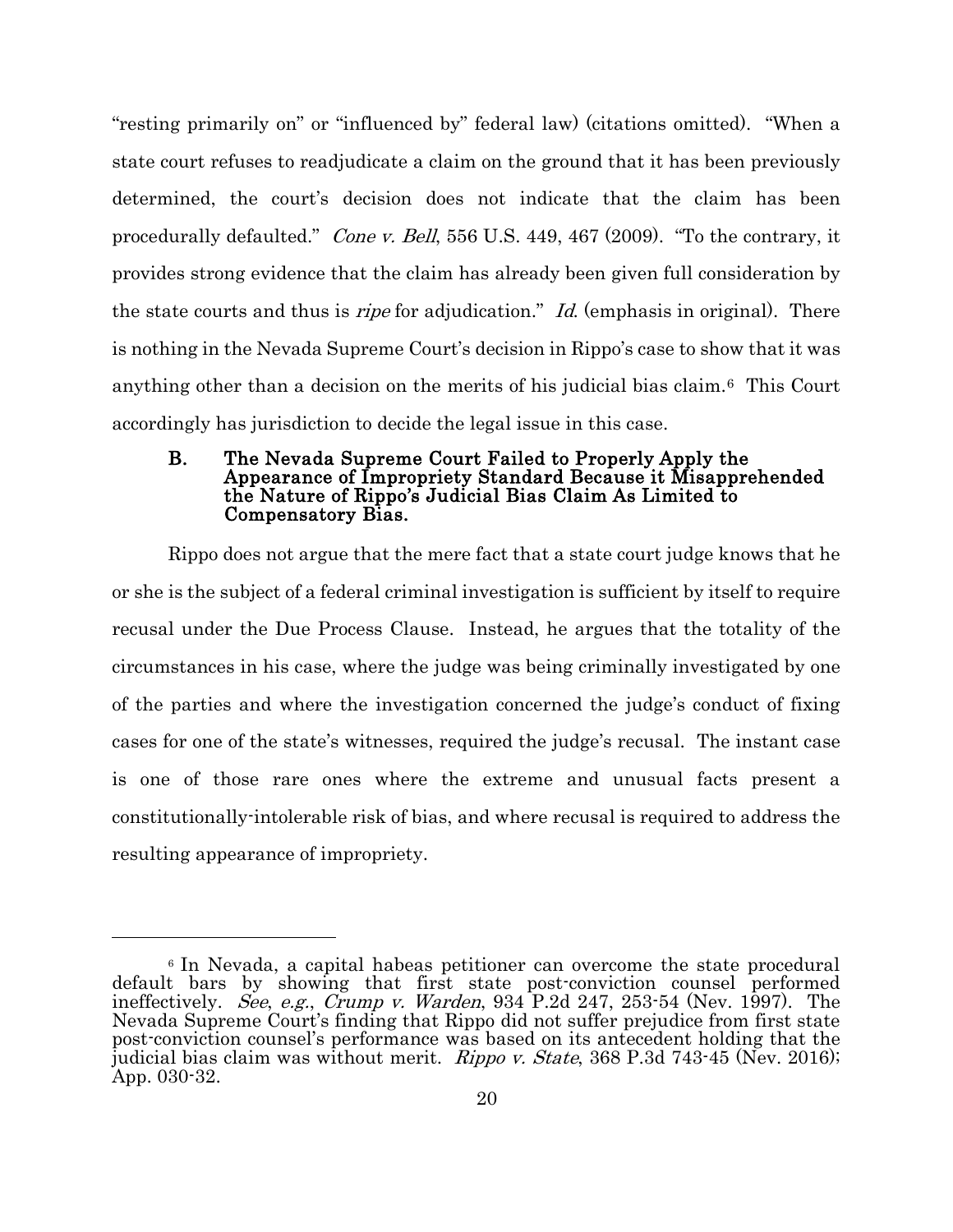"resting primarily on" or "influenced by" federal law) (citations omitted). "When a state court refuses to readjudicate a claim on the ground that it has been previously determined, the court's decision does not indicate that the claim has been procedurally defaulted." *Cone v. Bell*, 556 U.S. 449, 467 (2009). "To the contrary, it provides strong evidence that the claim has already been given full consideration by the state courts and thus is *ripe* for adjudication." *Id.* (emphasis in original). There is nothing in the Nevada Supreme Court's decision in Rippo's case to show that it was anything other than a decision on the merits of his judicial bias claim.[6] This Court accordingly has jurisdiction to decide the legal issue in this case.

### B. The Nevada Supreme Court Failed to Properly Apply the Appearance of Impropriety Standard Because it Misapprehended the Nature of Rippo's Judicial Bias Claim As Limited to Compensatory Bias.

Rippo does not argue that the mere fact that a state court judge knows that he or she is the subject of a federal criminal investigation is sufficient by itself to require recusal under the Due Process Clause. Instead, he argues that the totality of the circumstances in his case, where the judge was being criminally investigated by one of the parties and where the investigation concerned the judge's conduct of fixing cases for one of the state's witnesses, required the judge's recusal. The instant case is one of those rare ones where the extreme and unusual facts present a constitutionally-intolerable risk of bias, and where recusal is required to address the resulting appearance of impropriety.

---

[6] In Nevada, a capital habeas petitioner can overcome the state procedural default bars by showing that first state post-conviction counsel performed ineffectively. *See*, *e.g.*, *Crump v. Warden*, 934 P.2d 247, 253-54 (Nev. 1997). The Nevada Supreme Court's finding that Rippo did not suffer prejudice from first state post-conviction counsel's performance was based on its antecedent holding that the judicial bias claim was without merit. *Rippo v. State*, 368 P.3d 743-45 (Nev. 2016); App. 030-32.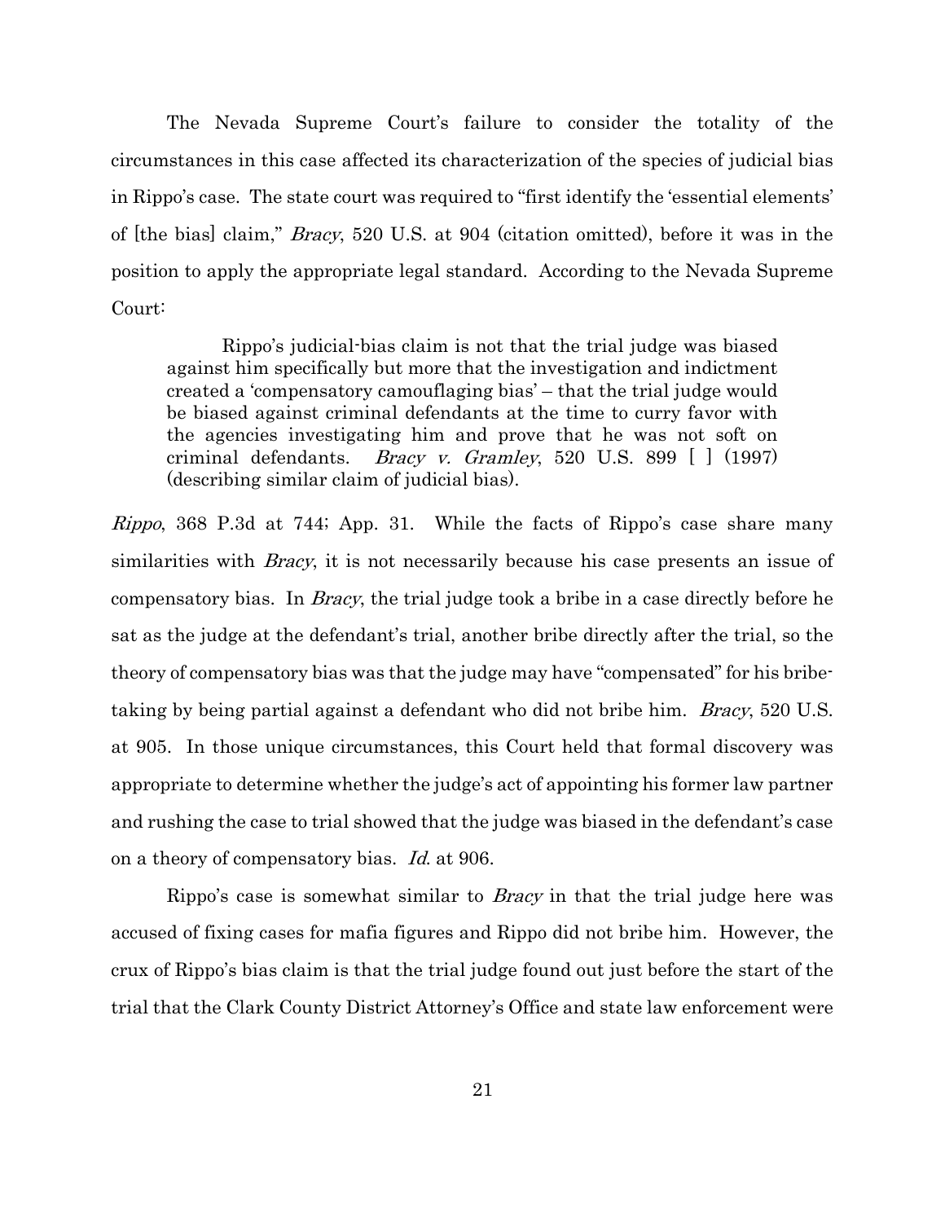The Nevada Supreme Court's failure to consider the totality of the circumstances in this case affected its characterization of the species of judicial bias in Rippo's case. The state court was required to "first identify the 'essential elements' of [the bias] claim," *Bracy*, 520 U.S. at 904 (citation omitted), before it was in the position to apply the appropriate legal standard. According to the Nevada Supreme Court:

> Rippo's judicial-bias claim is not that the trial judge was biased against him specifically but more that the investigation and indictment created a 'compensatory camouflaging bias' – that the trial judge would be biased against criminal defendants at the time to curry favor with the agencies investigating him and prove that he was not soft on criminal defendants. *Bracy v. Gramley*, 520 U.S. 899 [ ] (1997) (describing similar claim of judicial bias).

*Rippo*, 368 P.3d at 744; App. 31. While the facts of Rippo's case share many similarities with *Bracy*, it is not necessarily because his case presents an issue of compensatory bias. In *Bracy*, the trial judge took a bribe in a case directly before he sat as the judge at the defendant's trial, another bribe directly after the trial, so the theory of compensatory bias was that the judge may have "compensated" for his bribe-taking by being partial against a defendant who did not bribe him. *Bracy*, 520 U.S. at 905. In those unique circumstances, this Court held that formal discovery was appropriate to determine whether the judge's act of appointing his former law partner and rushing the case to trial showed that the judge was biased in the defendant's case on a theory of compensatory bias. *Id.* at 906.

Rippo's case is somewhat similar to *Bracy* in that the trial judge here was accused of fixing cases for mafia figures and Rippo did not bribe him. However, the crux of Rippo's bias claim is that the trial judge found out just before the start of the trial that the Clark County District Attorney's Office and state law enforcement were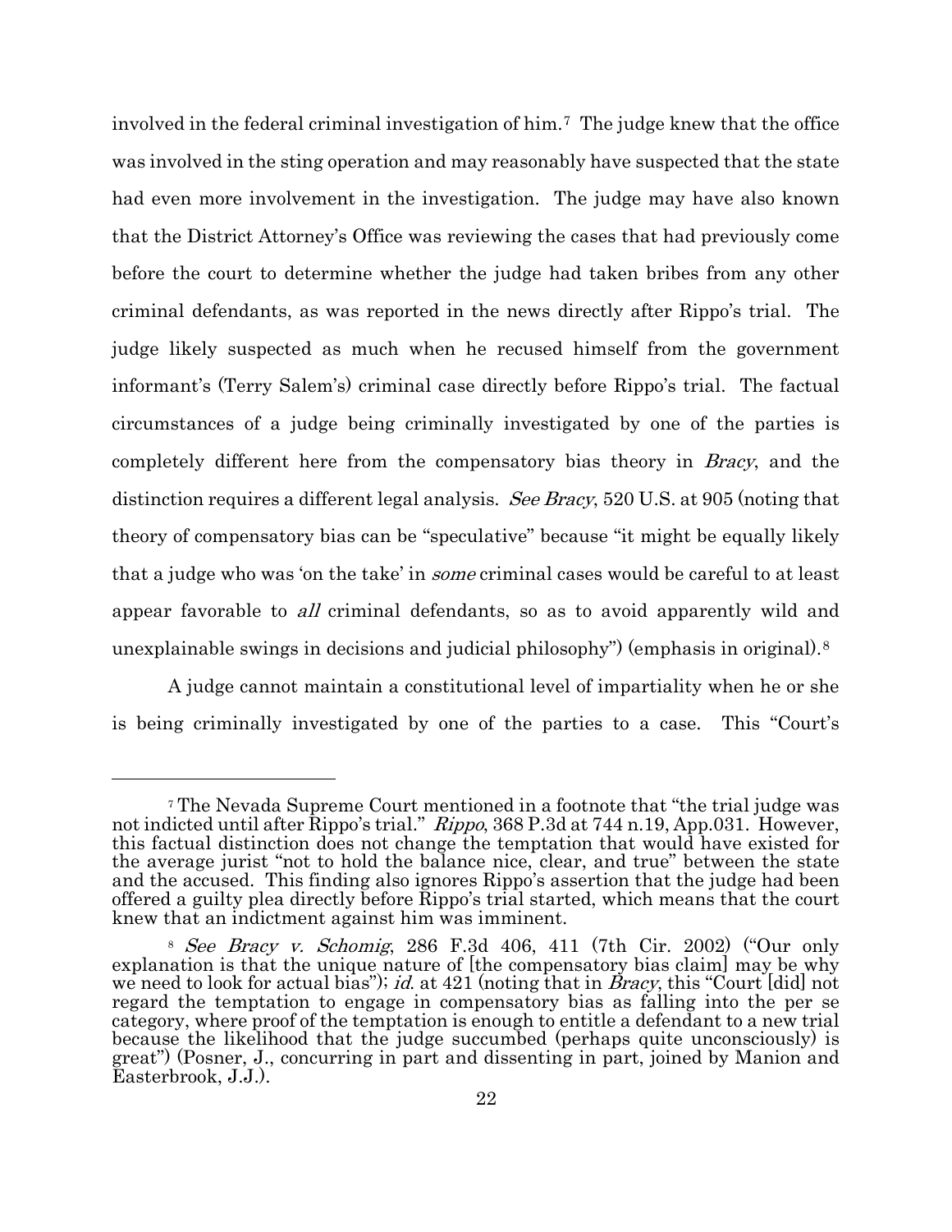involved in the federal criminal investigation of him.[7] The judge knew that the office was involved in the sting operation and may reasonably have suspected that the state had even more involvement in the investigation. The judge may have also known that the District Attorney's Office was reviewing the cases that had previously come before the court to determine whether the judge had taken bribes from any other criminal defendants, as was reported in the news directly after Rippo's trial. The judge likely suspected as much when he recused himself from the government informant's (Terry Salem's) criminal case directly before Rippo's trial. The factual circumstances of a judge being criminally investigated by one of the parties is completely different here from the compensatory bias theory in *Bracy*, and the distinction requires a different legal analysis. *See Bracy*, 520 U.S. at 905 (noting that theory of compensatory bias can be "speculative" because "it might be equally likely that a judge who was 'on the take' in *some* criminal cases would be careful to at least appear favorable to *all* criminal defendants, so as to avoid apparently wild and unexplainable swings in decisions and judicial philosophy") (emphasis in original).[8]

A judge cannot maintain a constitutional level of impartiality when he or she is being criminally investigated by one of the parties to a case. This "Court's

---

[7] The Nevada Supreme Court mentioned in a footnote that "the trial judge was not indicted until after Rippo's trial." *Rippo*, 368 P.3d at 744 n.19, App.031. However, this factual distinction does not change the temptation that would have existed for the average jurist "not to hold the balance nice, clear, and true" between the state and the accused. This finding also ignores Rippo's assertion that the judge had been offered a guilty plea directly before Rippo's trial started, which means that the court knew that an indictment against him was imminent.

[8] *See Bracy v. Schomig*, 286 F.3d 406, 411 (7th Cir. 2002) ("Our only explanation is that the unique nature of [the compensatory bias claim] may be why we need to look for actual bias"); *id.* at 421 (noting that in *Bracy*, this "Court [did] not regard the temptation to engage in compensatory bias as falling into the per se category, where proof of the temptation is enough to entitle a defendant to a new trial because the likelihood that the judge succumbed (perhaps quite unconsciously) is great") (Posner, J., concurring in part and dissenting in part, joined by Manion and Easterbrook, J.J.).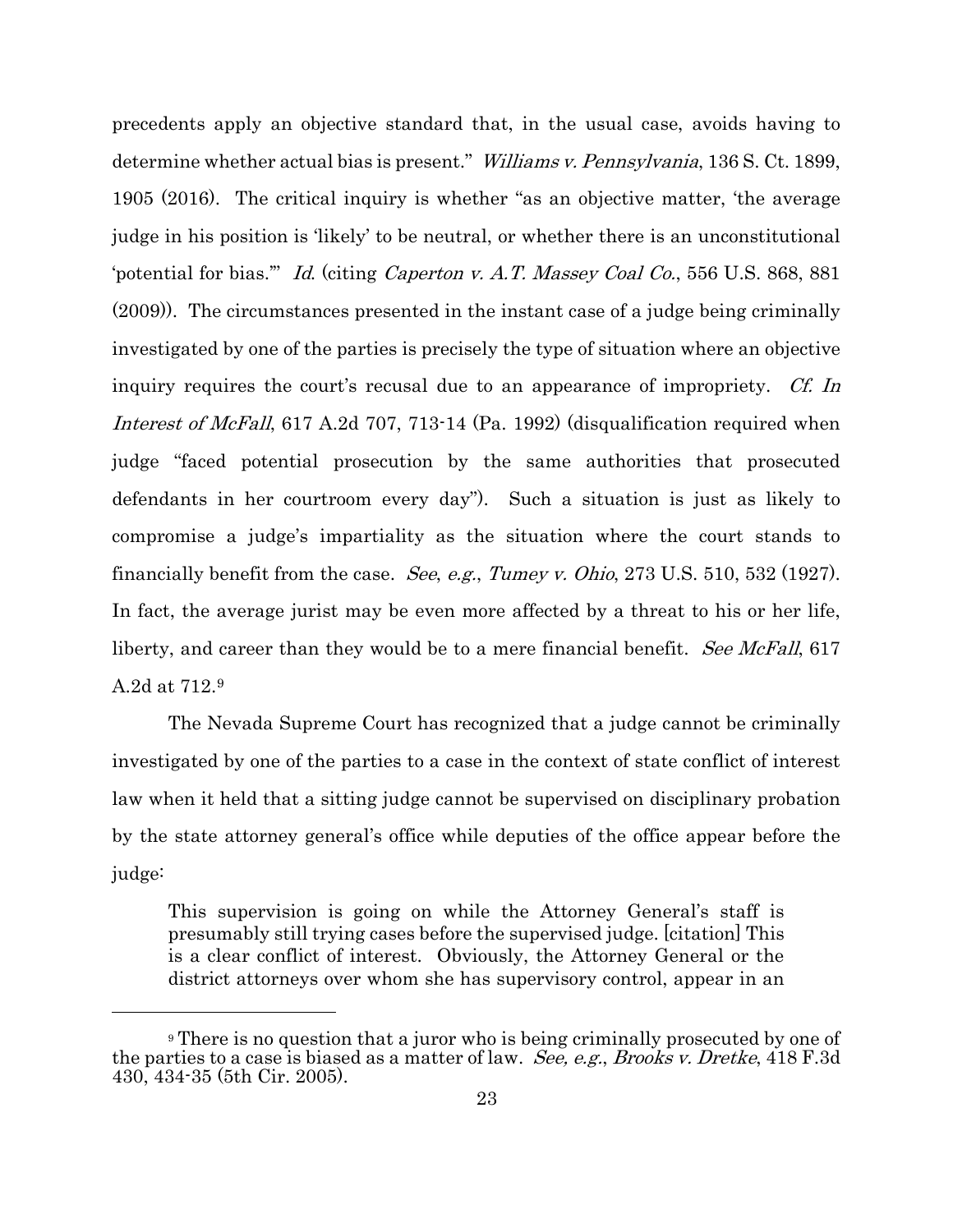precedents apply an objective standard that, in the usual case, avoids having to determine whether actual bias is present." *Williams v. Pennsylvania*, 136 S. Ct. 1899, 1905 (2016). The critical inquiry is whether "as an objective matter, 'the average judge in his position is 'likely' to be neutral, or whether there is an unconstitutional 'potential for bias.'" *Id.* (citing *Caperton v. A.T. Massey Coal Co.*, 556 U.S. 868, 881 (2009)). The circumstances presented in the instant case of a judge being criminally investigated by one of the parties is precisely the type of situation where an objective inquiry requires the court's recusal due to an appearance of impropriety. *Cf. In Interest of McFall*, 617 A.2d 707, 713-14 (Pa. 1992) (disqualification required when judge "faced potential prosecution by the same authorities that prosecuted defendants in her courtroom every day"). Such a situation is just as likely to compromise a judge's impartiality as the situation where the court stands to financially benefit from the case. *See*, *e.g.*, *Tumey v. Ohio*, 273 U.S. 510, 532 (1927). In fact, the average jurist may be even more affected by a threat to his or her life, liberty, and career than they would be to a mere financial benefit. *See McFall*, 617 A.2d at 712.[9]

The Nevada Supreme Court has recognized that a judge cannot be criminally investigated by one of the parties to a case in the context of state conflict of interest law when it held that a sitting judge cannot be supervised on disciplinary probation by the state attorney general's office while deputies of the office appear before the judge:

> This supervision is going on while the Attorney General's staff is presumably still trying cases before the supervised judge. [citation] This is a clear conflict of interest. Obviously, the Attorney General or the district attorneys over whom she has supervisory control, appear in an

---

[9] There is no question that a juror who is being criminally prosecuted by one of the parties to a case is biased as a matter of law. *See, e.g.*, *Brooks v. Dretke*, 418 F.3d 430, 434-35 (5th Cir. 2005).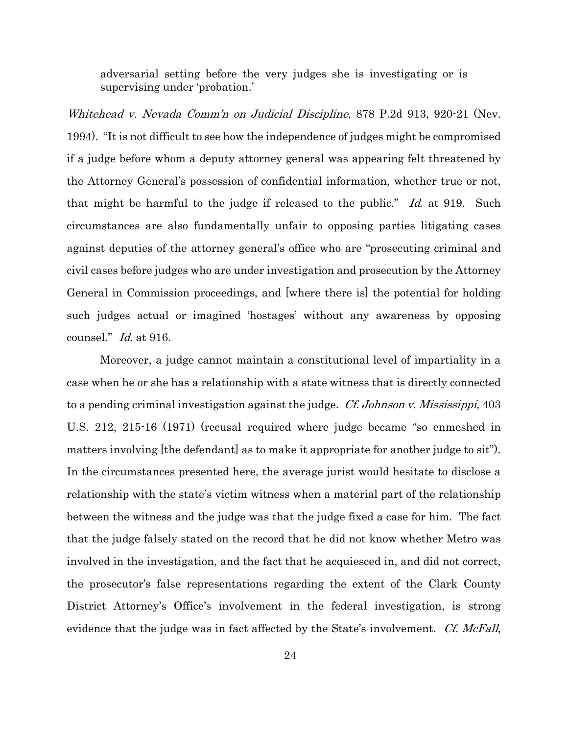> adversarial setting before the very judges she is investigating or is supervising under 'probation.'

*Whitehead v. Nevada Comm'n on Judicial Discipline*, 878 P.2d 913, 920-21 (Nev. 1994). "It is not difficult to see how the independence of judges might be compromised if a judge before whom a deputy attorney general was appearing felt threatened by the Attorney General's possession of confidential information, whether true or not, that might be harmful to the judge if released to the public." *Id.* at 919. Such circumstances are also fundamentally unfair to opposing parties litigating cases against deputies of the attorney general's office who are "prosecuting criminal and civil cases before judges who are under investigation and prosecution by the Attorney General in Commission proceedings, and [where there is] the potential for holding such judges actual or imagined 'hostages' without any awareness by opposing counsel." *Id.* at 916.

Moreover, a judge cannot maintain a constitutional level of impartiality in a case when he or she has a relationship with a state witness that is directly connected to a pending criminal investigation against the judge. *Cf. Johnson v. Mississippi*, 403 U.S. 212, 215-16 (1971) (recusal required where judge became "so enmeshed in matters involving [the defendant] as to make it appropriate for another judge to sit"). In the circumstances presented here, the average jurist would hesitate to disclose a relationship with the state's victim witness when a material part of the relationship between the witness and the judge was that the judge fixed a case for him. The fact that the judge falsely stated on the record that he did not know whether Metro was involved in the investigation, and the fact that he acquiesced in, and did not correct, the prosecutor's false representations regarding the extent of the Clark County District Attorney's Office's involvement in the federal investigation, is strong evidence that the judge was in fact affected by the State's involvement. *Cf. McFall*,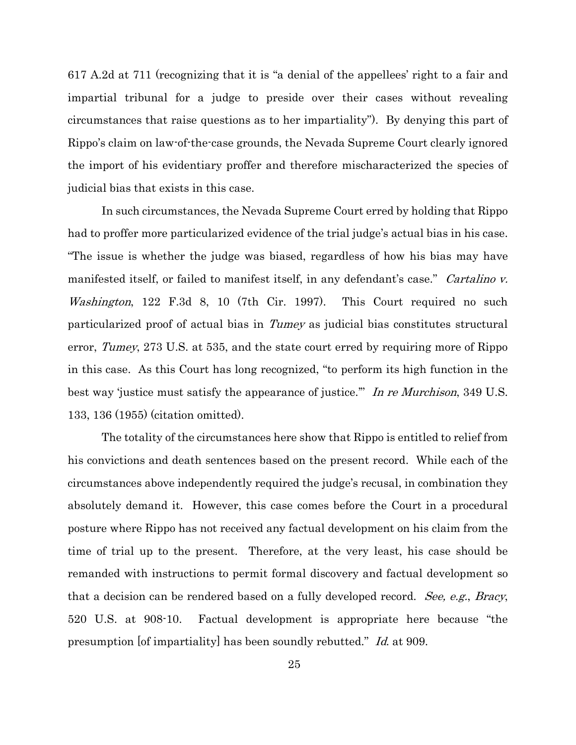617 A.2d at 711 (recognizing that it is "a denial of the appellees' right to a fair and impartial tribunal for a judge to preside over their cases without revealing circumstances that raise questions as to her impartiality"). By denying this part of Rippo's claim on law-of-the-case grounds, the Nevada Supreme Court clearly ignored the import of his evidentiary proffer and therefore mischaracterized the species of judicial bias that exists in this case.

In such circumstances, the Nevada Supreme Court erred by holding that Rippo had to proffer more particularized evidence of the trial judge's actual bias in his case. "The issue is whether the judge was biased, regardless of how his bias may have manifested itself, or failed to manifest itself, in any defendant's case." *Cartalino v. Washington*, 122 F.3d 8, 10 (7th Cir. 1997). This Court required no such particularized proof of actual bias in *Tumey* as judicial bias constitutes structural error, *Tumey*, 273 U.S. at 535, and the state court erred by requiring more of Rippo in this case. As this Court has long recognized, "to perform its high function in the best way 'justice must satisfy the appearance of justice.'" *In re Murchison*, 349 U.S. 133, 136 (1955) (citation omitted).

The totality of the circumstances here show that Rippo is entitled to relief from his convictions and death sentences based on the present record. While each of the circumstances above independently required the judge's recusal, in combination they absolutely demand it. However, this case comes before the Court in a procedural posture where Rippo has not received any factual development on his claim from the time of trial up to the present. Therefore, at the very least, his case should be remanded with instructions to permit formal discovery and factual development so that a decision can be rendered based on a fully developed record. *See, e.g.*, *Bracy*, 520 U.S. at 908-10. Factual development is appropriate here because "the presumption [of impartiality] has been soundly rebutted." *Id.* at 909.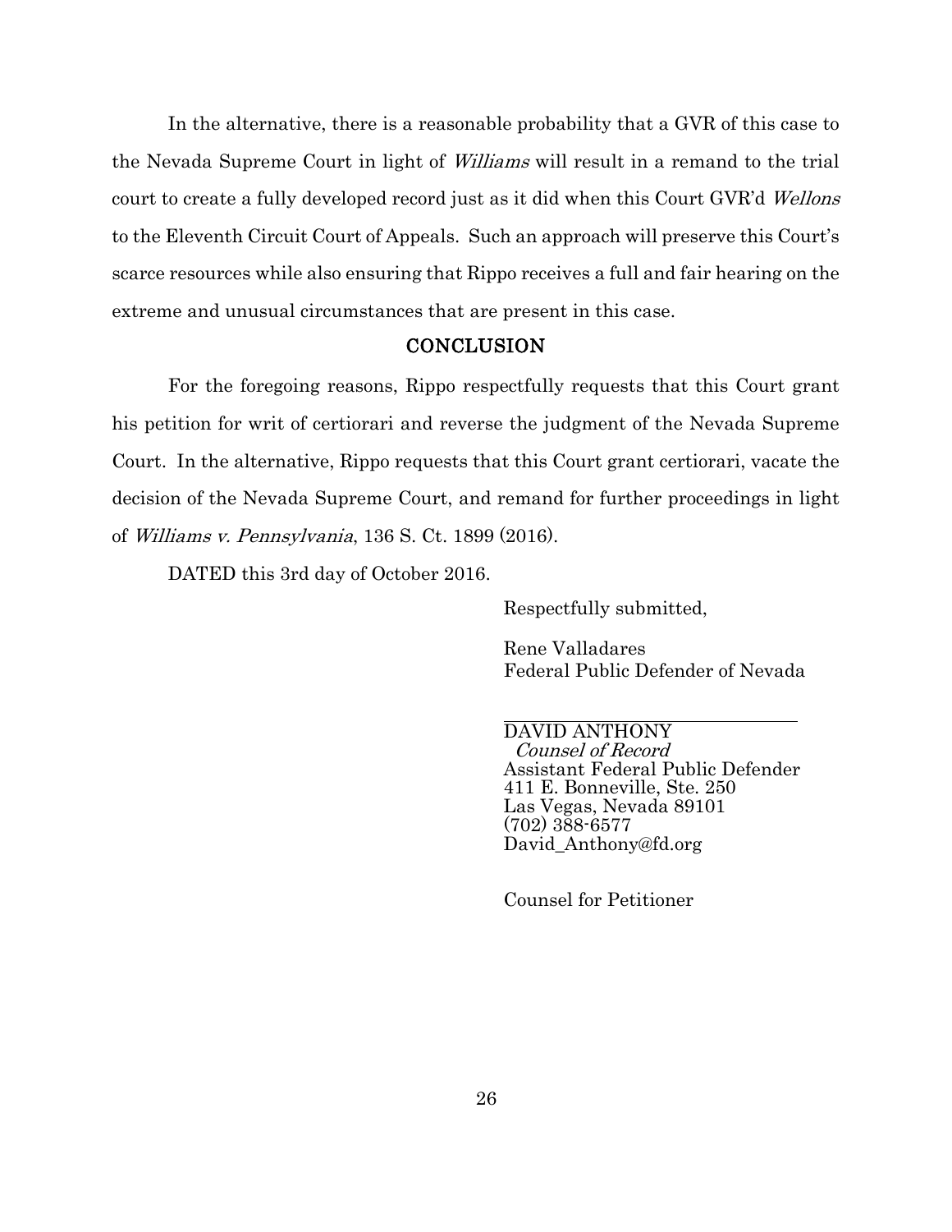In the alternative, there is a reasonable probability that a GVR of this case to the Nevada Supreme Court in light of *Williams* will result in a remand to the trial court to create a fully developed record just as it did when this Court GVR'd *Wellons* to the Eleventh Circuit Court of Appeals. Such an approach will preserve this Court's scarce resources while also ensuring that Rippo receives a full and fair hearing on the extreme and unusual circumstances that are present in this case.

## CONCLUSION

For the foregoing reasons, Rippo respectfully requests that this Court grant his petition for writ of certiorari and reverse the judgment of the Nevada Supreme Court. In the alternative, Rippo requests that this Court grant certiorari, vacate the decision of the Nevada Supreme Court, and remand for further proceedings in light of *Williams v. Pennsylvania*, 136 S. Ct. 1899 (2016).

DATED this 3rd day of October 2016.

Respectfully submitted,

Rene Valladares
Federal Public Defender of Nevada

DAVID ANTHONY
*Counsel of Record*
Assistant Federal Public Defender
411 E. Bonneville, Ste. 250
Las Vegas, Nevada 89101
(702) 388-6577
David_Anthony@fd.org

Counsel for Petitioner